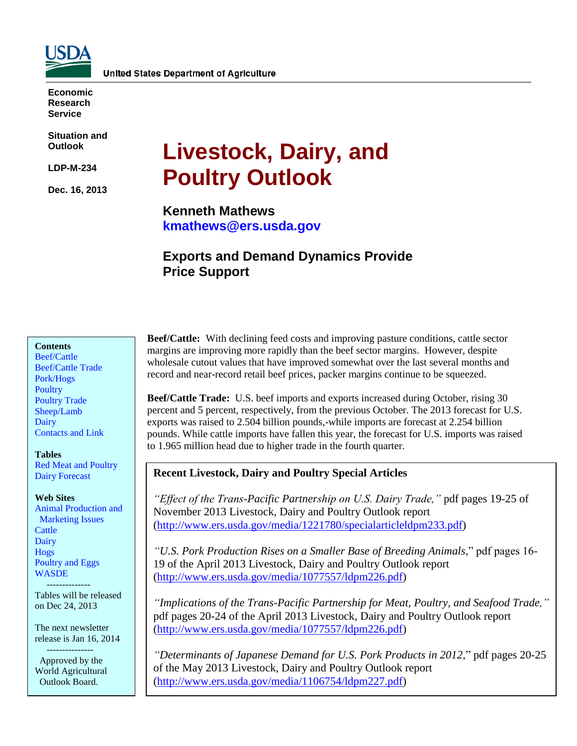USDA

United States Department of Agriculture

**Economic Research Service**

**Situation and Outlook**

**LDP-M-234**

**Dec. 16, 2013**

# Livestock, Dairy, and Poultry Outlook

**Kenneth Mathews**
**kmathews@ers.usda.gov**

## Exports and Demand Dynamics Provide Price Support

**Contents**
- Beef/Cattle
- Beef/Cattle Trade
- Pork/Hogs
- Poultry
- Poultry Trade
- Sheep/Lamb
- Dairy
- Contacts and Link

**Tables**
- Red Meat and Poultry
- Dairy Forecast

**Web Sites**
- Animal Production and Marketing Issues
- Cattle
- Dairy
- Hogs
- Poultry and Eggs
- WASDE

Tables will be released on Dec 24, 2013

The next newsletter release is Jan 16, 2014

Approved by the World Agricultural Outlook Board.

**Beef/Cattle:** With declining feed costs and improving pasture conditions, cattle sector margins are improving more rapidly than the beef sector margins. However, despite wholesale cutout values that have improved somewhat over the last several months and record and near-record retail beef prices, packer margins continue to be squeezed.

**Beef/Cattle Trade:** U.S. beef imports and exports increased during October, rising 30 percent and 5 percent, respectively, from the previous October. The 2013 forecast for U.S. exports was raised to 2.504 billion pounds,-while imports are forecast at 2.254 billion pounds. While cattle imports have fallen this year, the forecast for U.S. imports was raised to 1.965 million head due to higher trade in the fourth quarter.

**Recent Livestock, Dairy and Poultry Special Articles**

*"Effect of the Trans-Pacific Partnership on U.S. Dairy Trade,"* pdf pages 19-25 of November 2013 Livestock, Dairy and Poultry Outlook report (http://www.ers.usda.gov/media/1221780/specialarticleldpm233.pdf)

*"U.S. Pork Production Rises on a Smaller Base of Breeding Animals*," pdf pages 16-19 of the April 2013 Livestock, Dairy and Poultry Outlook report (http://www.ers.usda.gov/media/1077557/ldpm226.pdf)

*"Implications of the Trans-Pacific Partnership for Meat, Poultry, and Seafood Trade,"* pdf pages 20-24 of the April 2013 Livestock, Dairy and Poultry Outlook report (http://www.ers.usda.gov/media/1077557/ldpm226.pdf)

*"Determinants of Japanese Demand for U.S. Pork Products in 2012*," pdf pages 20-25 of the May 2013 Livestock, Dairy and Poultry Outlook report (http://www.ers.usda.gov/media/1106754/ldpm227.pdf)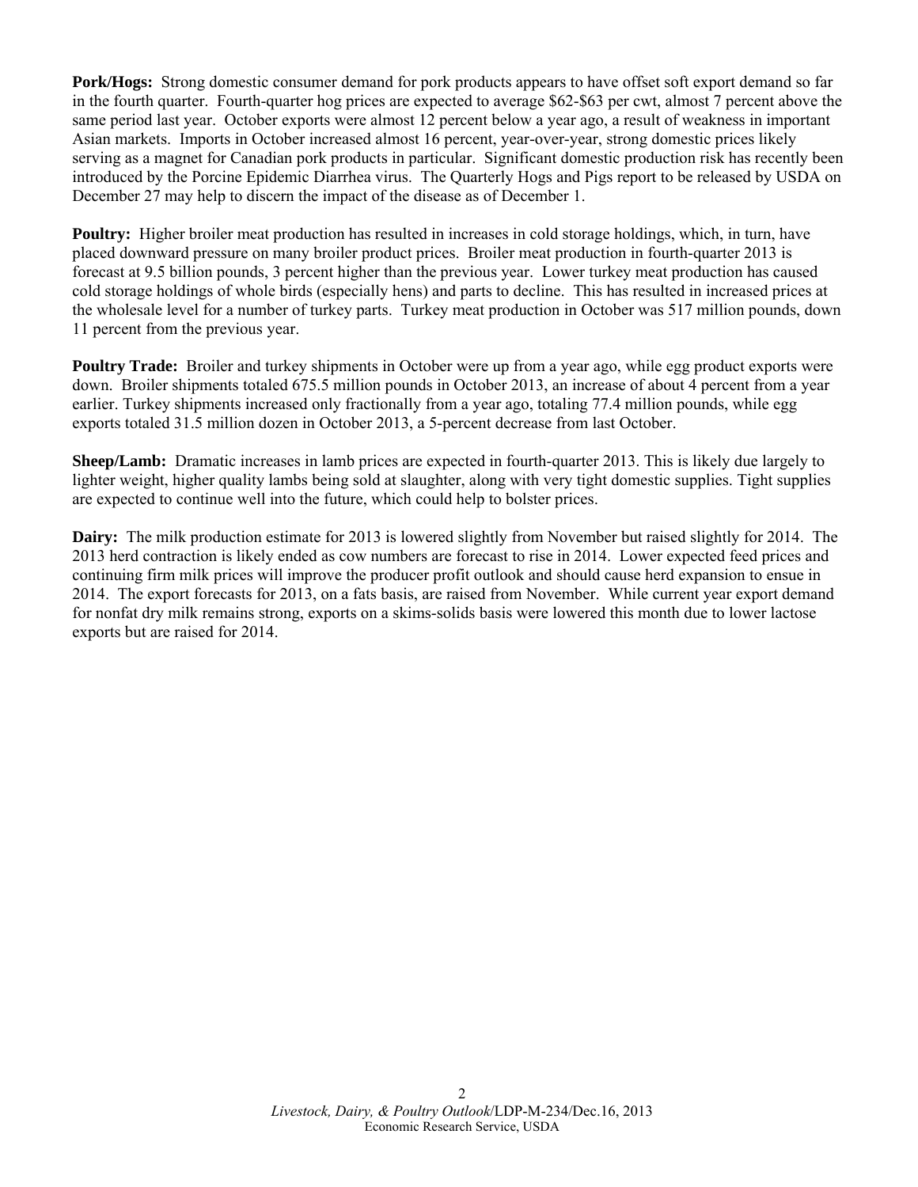**Pork/Hogs:** Strong domestic consumer demand for pork products appears to have offset soft export demand so far in the fourth quarter. Fourth-quarter hog prices are expected to average $62-$63 per cwt, almost 7 percent above the same period last year. October exports were almost 12 percent below a year ago, a result of weakness in important Asian markets. Imports in October increased almost 16 percent, year-over-year, strong domestic prices likely serving as a magnet for Canadian pork products in particular. Significant domestic production risk has recently been introduced by the Porcine Epidemic Diarrhea virus. The Quarterly Hogs and Pigs report to be released by USDA on December 27 may help to discern the impact of the disease as of December 1.

**Poultry:** Higher broiler meat production has resulted in increases in cold storage holdings, which, in turn, have placed downward pressure on many broiler product prices. Broiler meat production in fourth-quarter 2013 is forecast at 9.5 billion pounds, 3 percent higher than the previous year. Lower turkey meat production has caused cold storage holdings of whole birds (especially hens) and parts to decline. This has resulted in increased prices at the wholesale level for a number of turkey parts. Turkey meat production in October was 517 million pounds, down 11 percent from the previous year.

**Poultry Trade:** Broiler and turkey shipments in October were up from a year ago, while egg product exports were down. Broiler shipments totaled 675.5 million pounds in October 2013, an increase of about 4 percent from a year earlier. Turkey shipments increased only fractionally from a year ago, totaling 77.4 million pounds, while egg exports totaled 31.5 million dozen in October 2013, a 5-percent decrease from last October.

**Sheep/Lamb:** Dramatic increases in lamb prices are expected in fourth-quarter 2013. This is likely due largely to lighter weight, higher quality lambs being sold at slaughter, along with very tight domestic supplies. Tight supplies are expected to continue well into the future, which could help to bolster prices.

**Dairy:** The milk production estimate for 2013 is lowered slightly from November but raised slightly for 2014. The 2013 herd contraction is likely ended as cow numbers are forecast to rise in 2014. Lower expected feed prices and continuing firm milk prices will improve the producer profit outlook and should cause herd expansion to ensue in 2014. The export forecasts for 2013, on a fats basis, are raised from November. While current year export demand for nonfat dry milk remains strong, exports on a skims-solids basis were lowered this month due to lower lactose exports but are raised for 2014.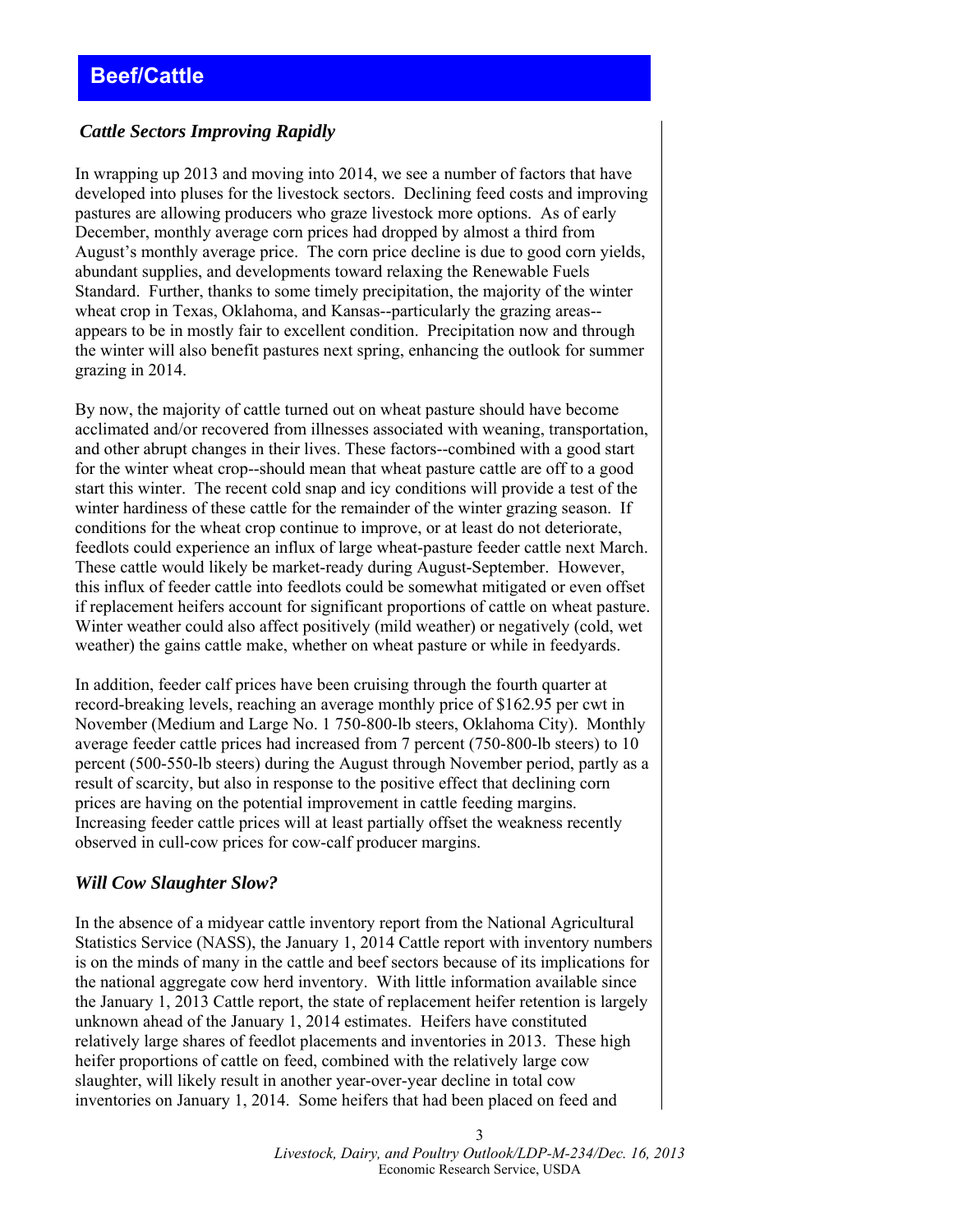## Beef/Cattle

### *Cattle Sectors Improving Rapidly*

In wrapping up 2013 and moving into 2014, we see a number of factors that have developed into pluses for the livestock sectors. Declining feed costs and improving pastures are allowing producers who graze livestock more options. As of early December, monthly average corn prices had dropped by almost a third from August's monthly average price. The corn price decline is due to good corn yields, abundant supplies, and developments toward relaxing the Renewable Fuels Standard. Further, thanks to some timely precipitation, the majority of the winter wheat crop in Texas, Oklahoma, and Kansas--particularly the grazing areas--appears to be in mostly fair to excellent condition. Precipitation now and through the winter will also benefit pastures next spring, enhancing the outlook for summer grazing in 2014.

By now, the majority of cattle turned out on wheat pasture should have become acclimated and/or recovered from illnesses associated with weaning, transportation, and other abrupt changes in their lives. These factors--combined with a good start for the winter wheat crop--should mean that wheat pasture cattle are off to a good start this winter. The recent cold snap and icy conditions will provide a test of the winter hardiness of these cattle for the remainder of the winter grazing season. If conditions for the wheat crop continue to improve, or at least do not deteriorate, feedlots could experience an influx of large wheat-pasture feeder cattle next March. These cattle would likely be market-ready during August-September. However, this influx of feeder cattle into feedlots could be somewhat mitigated or even offset if replacement heifers account for significant proportions of cattle on wheat pasture. Winter weather could also affect positively (mild weather) or negatively (cold, wet weather) the gains cattle make, whether on wheat pasture or while in feedyards.

In addition, feeder calf prices have been cruising through the fourth quarter at record-breaking levels, reaching an average monthly price of $162.95 per cwt in November (Medium and Large No. 1 750-800-lb steers, Oklahoma City). Monthly average feeder cattle prices had increased from 7 percent (750-800-lb steers) to 10 percent (500-550-lb steers) during the August through November period, partly as a result of scarcity, but also in response to the positive effect that declining corn prices are having on the potential improvement in cattle feeding margins. Increasing feeder cattle prices will at least partially offset the weakness recently observed in cull-cow prices for cow-calf producer margins.

### *Will Cow Slaughter Slow?*

In the absence of a midyear cattle inventory report from the National Agricultural Statistics Service (NASS), the January 1, 2014 Cattle report with inventory numbers is on the minds of many in the cattle and beef sectors because of its implications for the national aggregate cow herd inventory. With little information available since the January 1, 2013 Cattle report, the state of replacement heifer retention is largely unknown ahead of the January 1, 2014 estimates. Heifers have constituted relatively large shares of feedlot placements and inventories in 2013. These high heifer proportions of cattle on feed, combined with the relatively large cow slaughter, will likely result in another year-over-year decline in total cow inventories on January 1, 2014. Some heifers that had been placed on feed and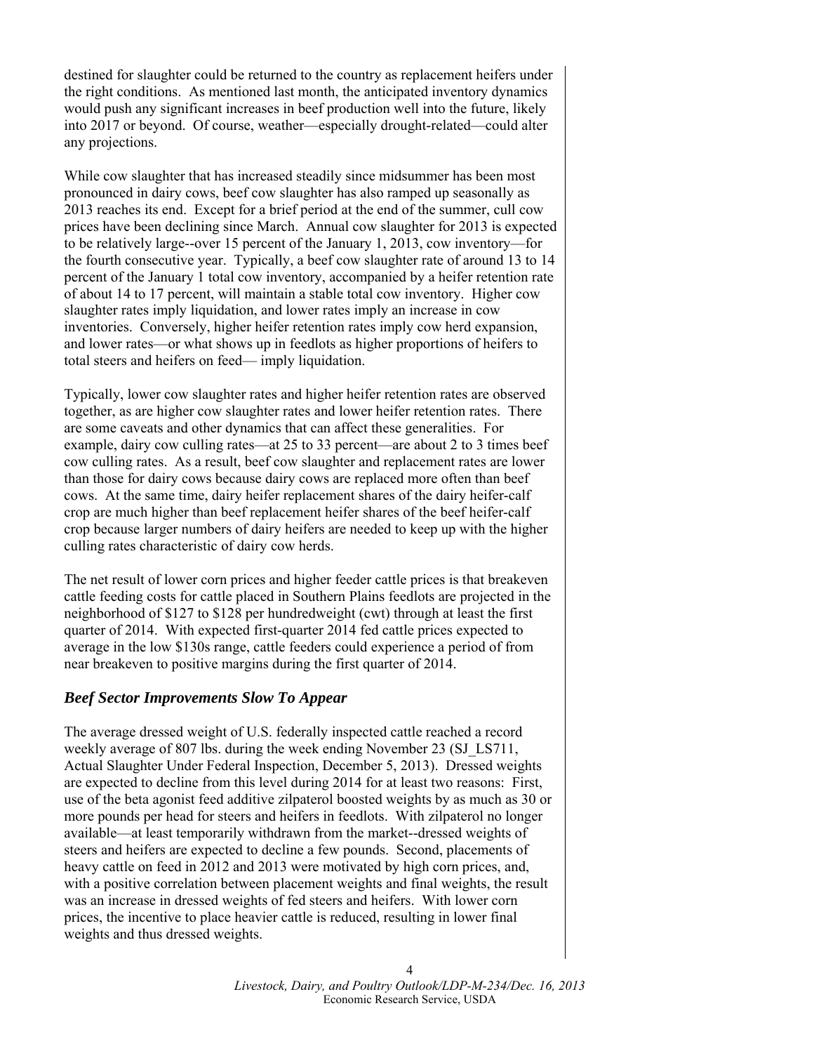destined for slaughter could be returned to the country as replacement heifers under the right conditions. As mentioned last month, the anticipated inventory dynamics would push any significant increases in beef production well into the future, likely into 2017 or beyond. Of course, weather—especially drought-related—could alter any projections.

While cow slaughter that has increased steadily since midsummer has been most pronounced in dairy cows, beef cow slaughter has also ramped up seasonally as 2013 reaches its end. Except for a brief period at the end of the summer, cull cow prices have been declining since March. Annual cow slaughter for 2013 is expected to be relatively large--over 15 percent of the January 1, 2013, cow inventory—for the fourth consecutive year. Typically, a beef cow slaughter rate of around 13 to 14 percent of the January 1 total cow inventory, accompanied by a heifer retention rate of about 14 to 17 percent, will maintain a stable total cow inventory. Higher cow slaughter rates imply liquidation, and lower rates imply an increase in cow inventories. Conversely, higher heifer retention rates imply cow herd expansion, and lower rates—or what shows up in feedlots as higher proportions of heifers to total steers and heifers on feed— imply liquidation.

Typically, lower cow slaughter rates and higher heifer retention rates are observed together, as are higher cow slaughter rates and lower heifer retention rates. There are some caveats and other dynamics that can affect these generalities. For example, dairy cow culling rates—at 25 to 33 percent—are about 2 to 3 times beef cow culling rates. As a result, beef cow slaughter and replacement rates are lower than those for dairy cows because dairy cows are replaced more often than beef cows. At the same time, dairy heifer replacement shares of the dairy heifer-calf crop are much higher than beef replacement heifer shares of the beef heifer-calf crop because larger numbers of dairy heifers are needed to keep up with the higher culling rates characteristic of dairy cow herds.

The net result of lower corn prices and higher feeder cattle prices is that breakeven cattle feeding costs for cattle placed in Southern Plains feedlots are projected in the neighborhood of $127 to $128 per hundredweight (cwt) through at least the first quarter of 2014. With expected first-quarter 2014 fed cattle prices expected to average in the low $130s range, cattle feeders could experience a period of from near breakeven to positive margins during the first quarter of 2014.

## *Beef Sector Improvements Slow To Appear*

The average dressed weight of U.S. federally inspected cattle reached a record weekly average of 807 lbs. during the week ending November 23 (SJ_LS711, Actual Slaughter Under Federal Inspection, December 5, 2013). Dressed weights are expected to decline from this level during 2014 for at least two reasons: First, use of the beta agonist feed additive zilpaterol boosted weights by as much as 30 or more pounds per head for steers and heifers in feedlots. With zilpaterol no longer available—at least temporarily withdrawn from the market--dressed weights of steers and heifers are expected to decline a few pounds. Second, placements of heavy cattle on feed in 2012 and 2013 were motivated by high corn prices, and, with a positive correlation between placement weights and final weights, the result was an increase in dressed weights of fed steers and heifers. With lower corn prices, the incentive to place heavier cattle is reduced, resulting in lower final weights and thus dressed weights.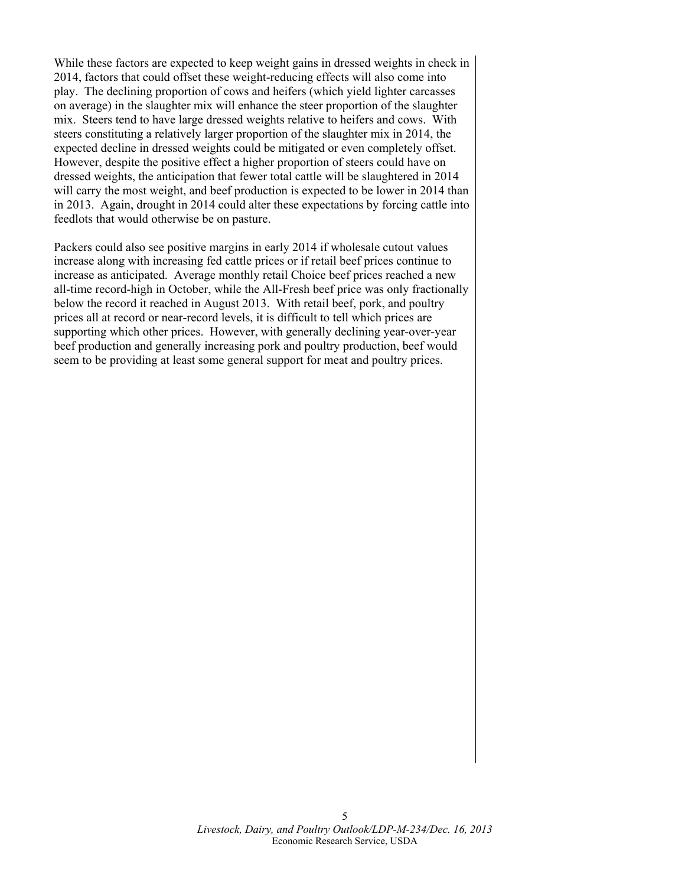While these factors are expected to keep weight gains in dressed weights in check in 2014, factors that could offset these weight-reducing effects will also come into play. The declining proportion of cows and heifers (which yield lighter carcasses on average) in the slaughter mix will enhance the steer proportion of the slaughter mix. Steers tend to have large dressed weights relative to heifers and cows. With steers constituting a relatively larger proportion of the slaughter mix in 2014, the expected decline in dressed weights could be mitigated or even completely offset. However, despite the positive effect a higher proportion of steers could have on dressed weights, the anticipation that fewer total cattle will be slaughtered in 2014 will carry the most weight, and beef production is expected to be lower in 2014 than in 2013. Again, drought in 2014 could alter these expectations by forcing cattle into feedlots that would otherwise be on pasture.

Packers could also see positive margins in early 2014 if wholesale cutout values increase along with increasing fed cattle prices or if retail beef prices continue to increase as anticipated. Average monthly retail Choice beef prices reached a new all-time record-high in October, while the All-Fresh beef price was only fractionally below the record it reached in August 2013. With retail beef, pork, and poultry prices all at record or near-record levels, it is difficult to tell which prices are supporting which other prices. However, with generally declining year-over-year beef production and generally increasing pork and poultry production, beef would seem to be providing at least some general support for meat and poultry prices.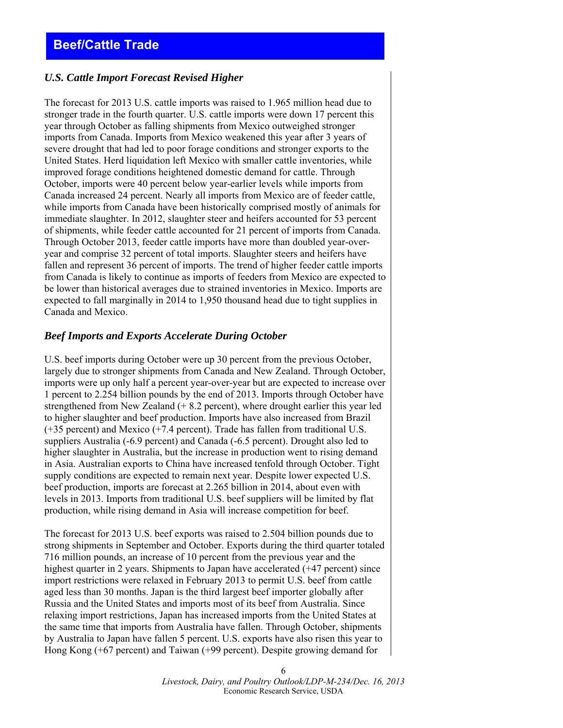# Beef/Cattle Trade

### *U.S. Cattle Import Forecast Revised Higher*

The forecast for 2013 U.S. cattle imports was raised to 1.965 million head due to stronger trade in the fourth quarter. U.S. cattle imports were down 17 percent this year through October as falling shipments from Mexico outweighed stronger imports from Canada. Imports from Mexico weakened this year after 3 years of severe drought that had led to poor forage conditions and stronger exports to the United States. Herd liquidation left Mexico with smaller cattle inventories, while improved forage conditions heightened domestic demand for cattle. Through October, imports were 40 percent below year-earlier levels while imports from Canada increased 24 percent. Nearly all imports from Mexico are of feeder cattle, while imports from Canada have been historically comprised mostly of animals for immediate slaughter. In 2012, slaughter steer and heifers accounted for 53 percent of shipments, while feeder cattle accounted for 21 percent of imports from Canada. Through October 2013, feeder cattle imports have more than doubled year-over-year and comprise 32 percent of total imports. Slaughter steers and heifers have fallen and represent 36 percent of imports. The trend of higher feeder cattle imports from Canada is likely to continue as imports of feeders from Mexico are expected to be lower than historical averages due to strained inventories in Mexico. Imports are expected to fall marginally in 2014 to 1,950 thousand head due to tight supplies in Canada and Mexico.

### *Beef Imports and Exports Accelerate During October*

U.S. beef imports during October were up 30 percent from the previous October, largely due to stronger shipments from Canada and New Zealand. Through October, imports were up only half a percent year-over-year but are expected to increase over 1 percent to 2.254 billion pounds by the end of 2013. Imports through October have strengthened from New Zealand (+ 8.2 percent), where drought earlier this year led to higher slaughter and beef production. Imports have also increased from Brazil (+35 percent) and Mexico (+7.4 percent). Trade has fallen from traditional U.S. suppliers Australia (-6.9 percent) and Canada (-6.5 percent). Drought also led to higher slaughter in Australia, but the increase in production went to rising demand in Asia. Australian exports to China have increased tenfold through October. Tight supply conditions are expected to remain next year. Despite lower expected U.S. beef production, imports are forecast at 2.265 billion in 2014, about even with levels in 2013. Imports from traditional U.S. beef suppliers will be limited by flat production, while rising demand in Asia will increase competition for beef.

The forecast for 2013 U.S. beef exports was raised to 2.504 billion pounds due to strong shipments in September and October. Exports during the third quarter totaled 716 million pounds, an increase of 10 percent from the previous year and the highest quarter in 2 years. Shipments to Japan have accelerated (+47 percent) since import restrictions were relaxed in February 2013 to permit U.S. beef from cattle aged less than 30 months. Japan is the third largest beef importer globally after Russia and the United States and imports most of its beef from Australia. Since relaxing import restrictions, Japan has increased imports from the United States at the same time that imports from Australia have fallen. Through October, shipments by Australia to Japan have fallen 5 percent. U.S. exports have also risen this year to Hong Kong (+67 percent) and Taiwan (+99 percent). Despite growing demand for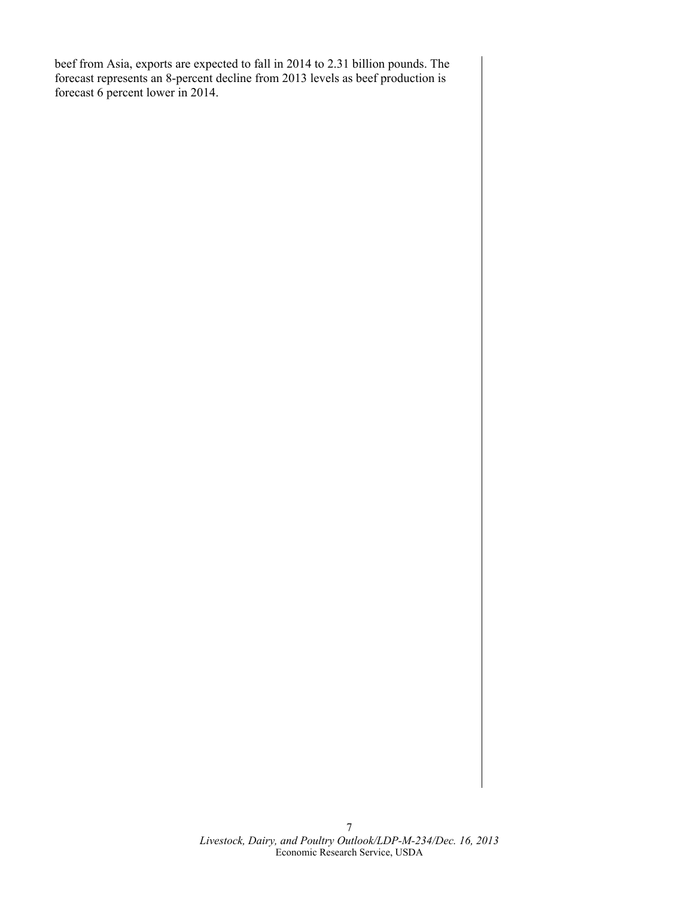beef from Asia, exports are expected to fall in 2014 to 2.31 billion pounds. The forecast represents an 8-percent decline from 2013 levels as beef production is forecast 6 percent lower in 2014.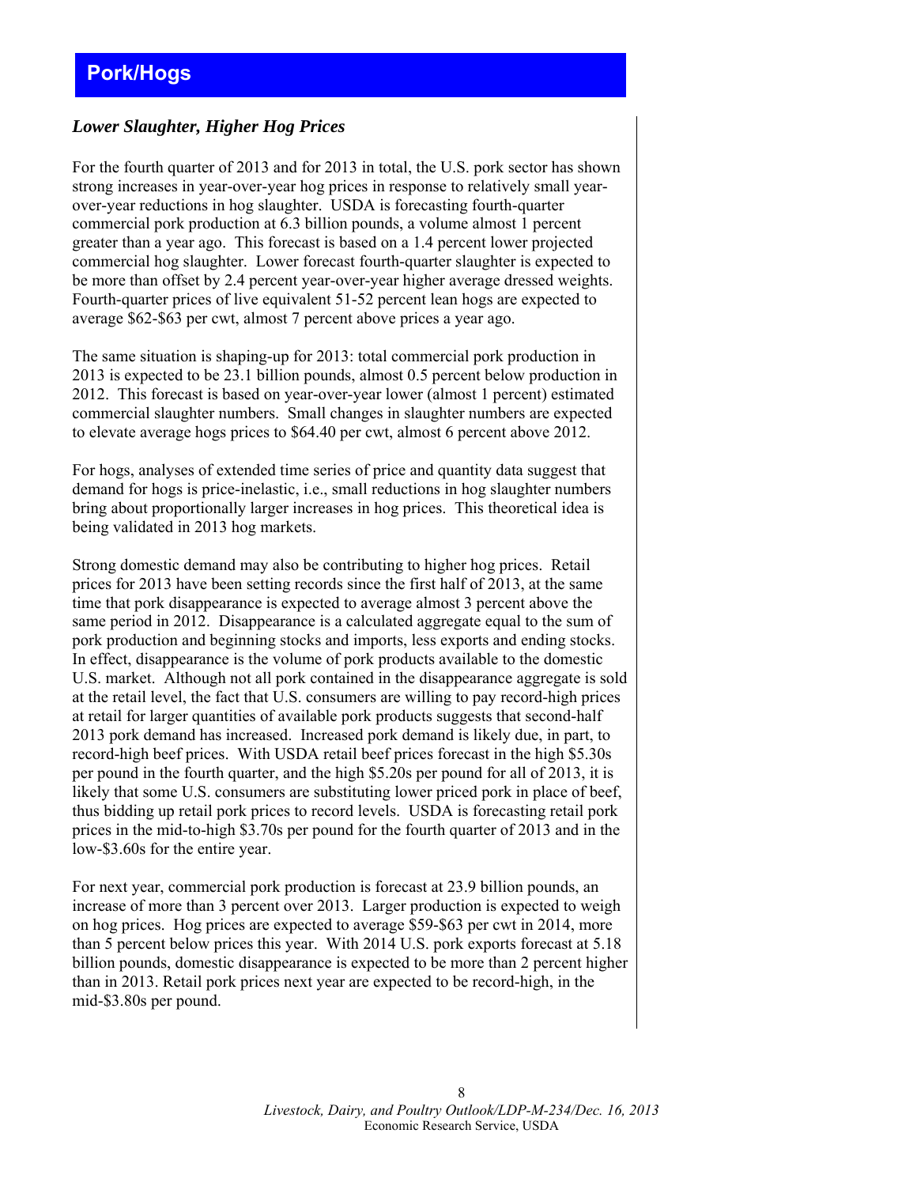# Pork/Hogs

### *Lower Slaughter, Higher Hog Prices*

For the fourth quarter of 2013 and for 2013 in total, the U.S. pork sector has shown strong increases in year-over-year hog prices in response to relatively small year-over-year reductions in hog slaughter. USDA is forecasting fourth-quarter commercial pork production at 6.3 billion pounds, a volume almost 1 percent greater than a year ago. This forecast is based on a 1.4 percent lower projected commercial hog slaughter. Lower forecast fourth-quarter slaughter is expected to be more than offset by 2.4 percent year-over-year higher average dressed weights. Fourth-quarter prices of live equivalent 51-52 percent lean hogs are expected to average $62-$63 per cwt, almost 7 percent above prices a year ago.

The same situation is shaping-up for 2013: total commercial pork production in 2013 is expected to be 23.1 billion pounds, almost 0.5 percent below production in 2012. This forecast is based on year-over-year lower (almost 1 percent) estimated commercial slaughter numbers. Small changes in slaughter numbers are expected to elevate average hogs prices to $64.40 per cwt, almost 6 percent above 2012.

For hogs, analyses of extended time series of price and quantity data suggest that demand for hogs is price-inelastic, i.e., small reductions in hog slaughter numbers bring about proportionally larger increases in hog prices. This theoretical idea is being validated in 2013 hog markets.

Strong domestic demand may also be contributing to higher hog prices. Retail prices for 2013 have been setting records since the first half of 2013, at the same time that pork disappearance is expected to average almost 3 percent above the same period in 2012. Disappearance is a calculated aggregate equal to the sum of pork production and beginning stocks and imports, less exports and ending stocks. In effect, disappearance is the volume of pork products available to the domestic U.S. market. Although not all pork contained in the disappearance aggregate is sold at the retail level, the fact that U.S. consumers are willing to pay record-high prices at retail for larger quantities of available pork products suggests that second-half 2013 pork demand has increased. Increased pork demand is likely due, in part, to record-high beef prices. With USDA retail beef prices forecast in the high $5.30s per pound in the fourth quarter, and the high $5.20s per pound for all of 2013, it is likely that some U.S. consumers are substituting lower priced pork in place of beef, thus bidding up retail pork prices to record levels. USDA is forecasting retail pork prices in the mid-to-high $3.70s per pound for the fourth quarter of 2013 and in the low-$3.60s for the entire year.

For next year, commercial pork production is forecast at 23.9 billion pounds, an increase of more than 3 percent over 2013. Larger production is expected to weigh on hog prices. Hog prices are expected to average $59-$63 per cwt in 2014, more than 5 percent below prices this year. With 2014 U.S. pork exports forecast at 5.18 billion pounds, domestic disappearance is expected to be more than 2 percent higher than in 2013. Retail pork prices next year are expected to be record-high, in the mid-$3.80s per pound.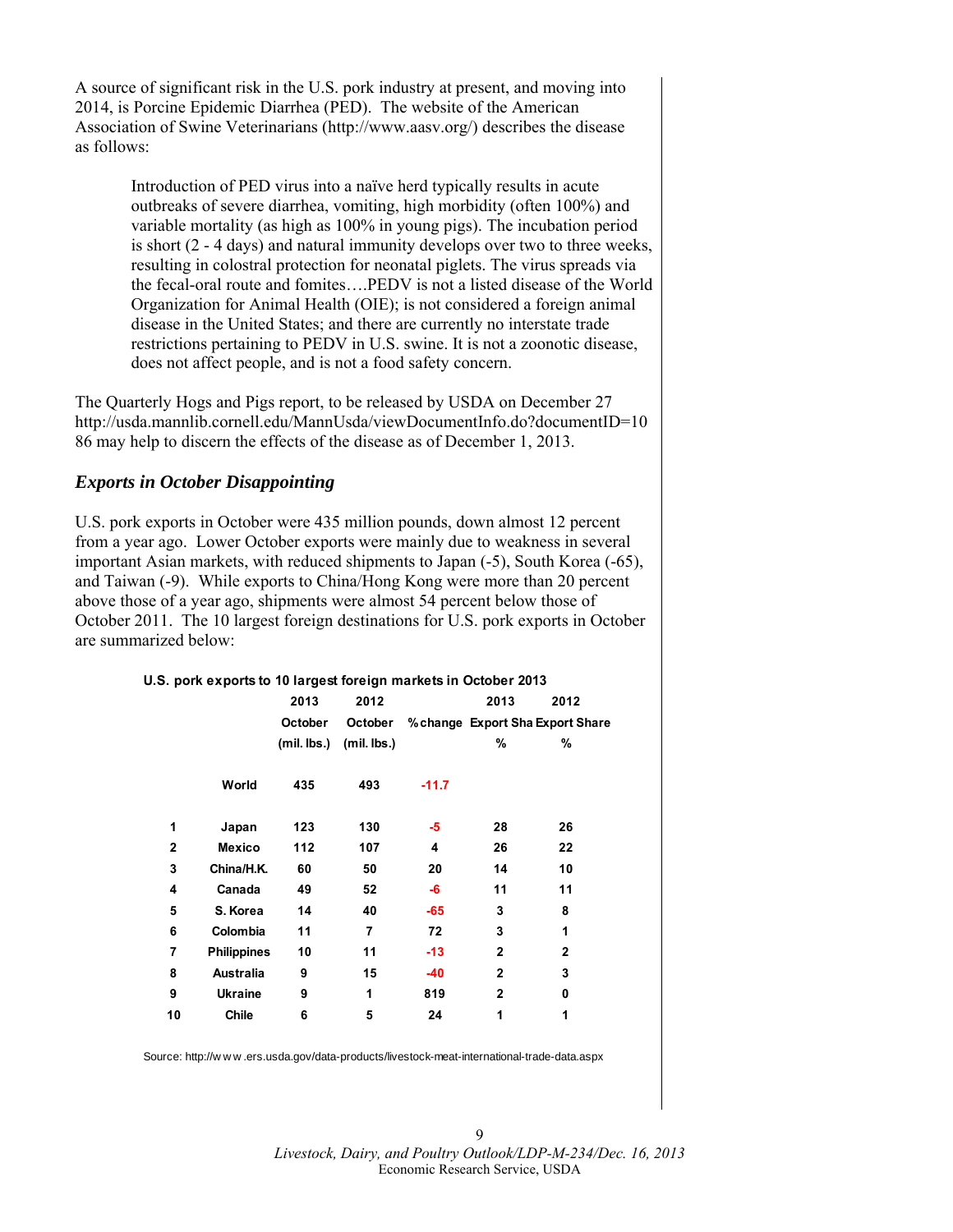A source of significant risk in the U.S. pork industry at present, and moving into 2014, is Porcine Epidemic Diarrhea (PED). The website of the American Association of Swine Veterinarians (http://www.aasv.org/) describes the disease as follows:

> Introduction of PED virus into a naïve herd typically results in acute outbreaks of severe diarrhea, vomiting, high morbidity (often 100%) and variable mortality (as high as 100% in young pigs). The incubation period is short (2 - 4 days) and natural immunity develops over two to three weeks, resulting in colostral protection for neonatal piglets. The virus spreads via the fecal-oral route and fomites….PEDV is not a listed disease of the World Organization for Animal Health (OIE); is not considered a foreign animal disease in the United States; and there are currently no interstate trade restrictions pertaining to PEDV in U.S. swine. It is not a zoonotic disease, does not affect people, and is not a food safety concern.

The Quarterly Hogs and Pigs report, to be released by USDA on December 27 http://usda.mannlib.cornell.edu/MannUsda/viewDocumentInfo.do?documentID=1086 may help to discern the effects of the disease as of December 1, 2013.

## *Exports in October Disappointing*

U.S. pork exports in October were 435 million pounds, down almost 12 percent from a year ago. Lower October exports were mainly due to weakness in several important Asian markets, with reduced shipments to Japan (-5), South Korea (-65), and Taiwan (-9). While exports to China/Hong Kong were more than 20 percent above those of a year ago, shipments were almost 54 percent below those of October 2011. The 10 largest foreign destinations for U.S. pork exports in October are summarized below:

**U.S. pork exports to 10 largest foreign markets in October 2013**

| | | 2013 October (mil. lbs.) | 2012 October (mil. lbs.) | % change | 2013 Export Sha % | 2012 Export Share % |
|---|---|---|---|---|---|---|
| | World | 435 | 493 | -11.7 | | |
| 1 | Japan | 123 | 130 | -5 | 28 | 26 |
| 2 | Mexico | 112 | 107 | 4 | 26 | 22 |
| 3 | China/H.K. | 60 | 50 | 20 | 14 | 10 |
| 4 | Canada | 49 | 52 | -6 | 11 | 11 |
| 5 | S. Korea | 14 | 40 | -65 | 3 | 8 |
| 6 | Colombia | 11 | 7 | 72 | 3 | 1 |
| 7 | Philippines | 10 | 11 | -13 | 2 | 2 |
| 8 | Australia | 9 | 15 | -40 | 2 | 3 |
| 9 | Ukraine | 9 | 1 | 819 | 2 | 0 |
| 10 | Chile | 6 | 5 | 24 | 1 | 1 |

Source: http://www.ers.usda.gov/data-products/livestock-meat-international-trade-data.aspx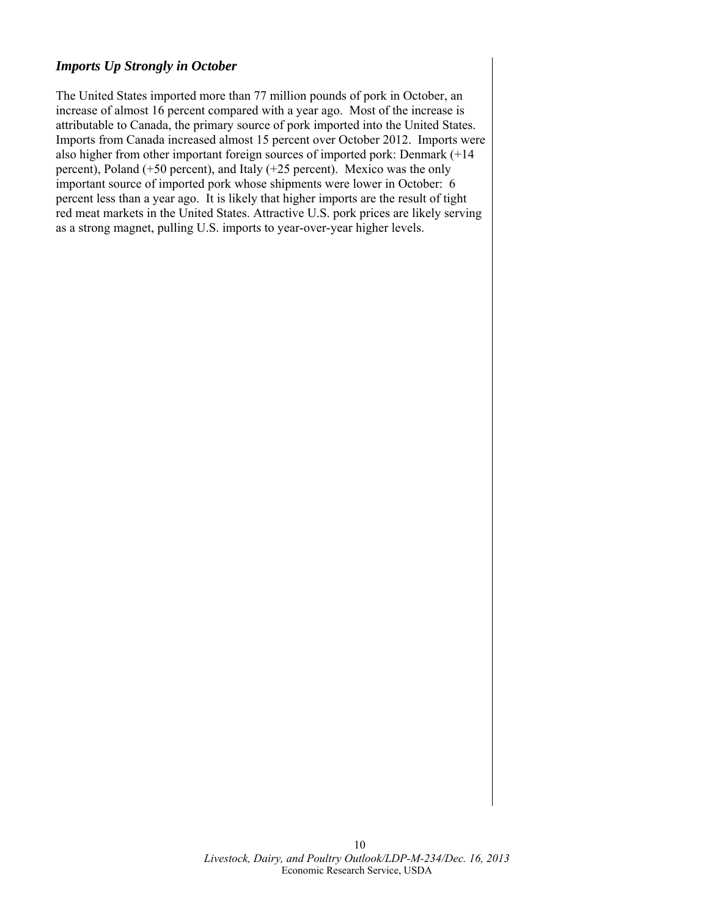### *Imports Up Strongly in October*

The United States imported more than 77 million pounds of pork in October, an increase of almost 16 percent compared with a year ago. Most of the increase is attributable to Canada, the primary source of pork imported into the United States. Imports from Canada increased almost 15 percent over October 2012. Imports were also higher from other important foreign sources of imported pork: Denmark (+14 percent), Poland (+50 percent), and Italy (+25 percent). Mexico was the only important source of imported pork whose shipments were lower in October: 6 percent less than a year ago. It is likely that higher imports are the result of tight red meat markets in the United States. Attractive U.S. pork prices are likely serving as a strong magnet, pulling U.S. imports to year-over-year higher levels.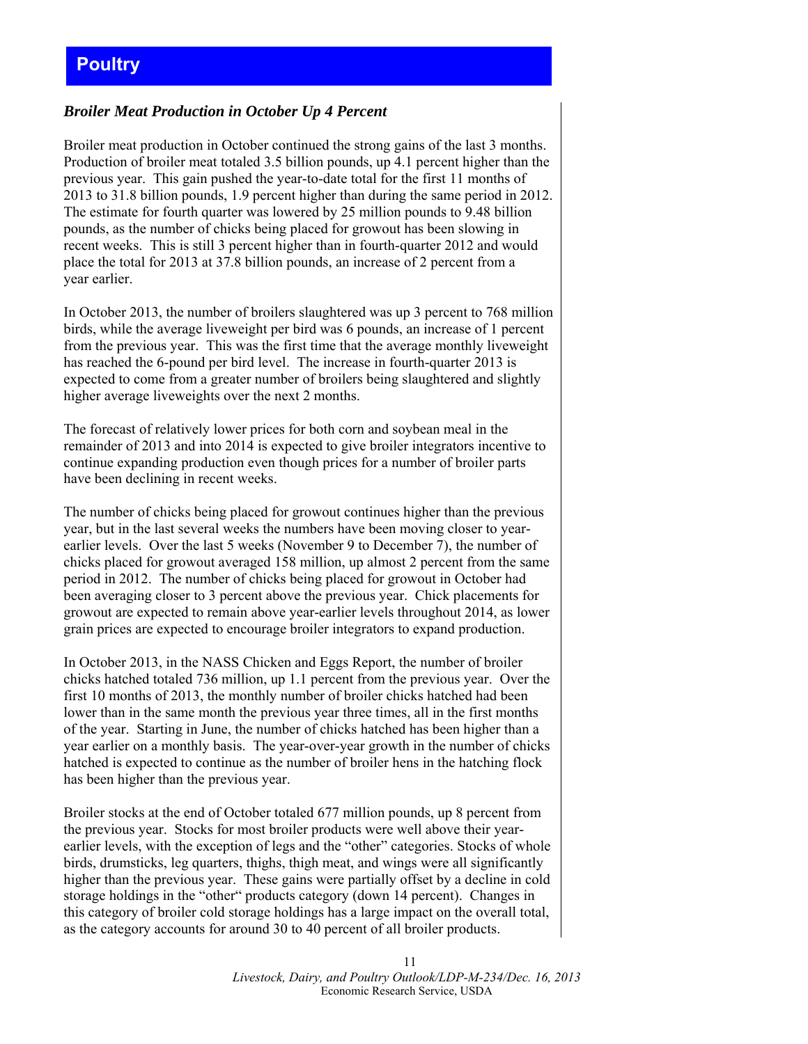# Poultry

### *Broiler Meat Production in October Up 4 Percent*

Broiler meat production in October continued the strong gains of the last 3 months. Production of broiler meat totaled 3.5 billion pounds, up 4.1 percent higher than the previous year. This gain pushed the year-to-date total for the first 11 months of 2013 to 31.8 billion pounds, 1.9 percent higher than during the same period in 2012. The estimate for fourth quarter was lowered by 25 million pounds to 9.48 billion pounds, as the number of chicks being placed for growout has been slowing in recent weeks. This is still 3 percent higher than in fourth-quarter 2012 and would place the total for 2013 at 37.8 billion pounds, an increase of 2 percent from a year earlier.

In October 2013, the number of broilers slaughtered was up 3 percent to 768 million birds, while the average liveweight per bird was 6 pounds, an increase of 1 percent from the previous year. This was the first time that the average monthly liveweight has reached the 6-pound per bird level. The increase in fourth-quarter 2013 is expected to come from a greater number of broilers being slaughtered and slightly higher average liveweights over the next 2 months.

The forecast of relatively lower prices for both corn and soybean meal in the remainder of 2013 and into 2014 is expected to give broiler integrators incentive to continue expanding production even though prices for a number of broiler parts have been declining in recent weeks.

The number of chicks being placed for growout continues higher than the previous year, but in the last several weeks the numbers have been moving closer to year-earlier levels. Over the last 5 weeks (November 9 to December 7), the number of chicks placed for growout averaged 158 million, up almost 2 percent from the same period in 2012. The number of chicks being placed for growout in October had been averaging closer to 3 percent above the previous year. Chick placements for growout are expected to remain above year-earlier levels throughout 2014, as lower grain prices are expected to encourage broiler integrators to expand production.

In October 2013, in the NASS Chicken and Eggs Report, the number of broiler chicks hatched totaled 736 million, up 1.1 percent from the previous year. Over the first 10 months of 2013, the monthly number of broiler chicks hatched had been lower than in the same month the previous year three times, all in the first months of the year. Starting in June, the number of chicks hatched has been higher than a year earlier on a monthly basis. The year-over-year growth in the number of chicks hatched is expected to continue as the number of broiler hens in the hatching flock has been higher than the previous year.

Broiler stocks at the end of October totaled 677 million pounds, up 8 percent from the previous year. Stocks for most broiler products were well above their year-earlier levels, with the exception of legs and the "other" categories. Stocks of whole birds, drumsticks, leg quarters, thighs, thigh meat, and wings were all significantly higher than the previous year. These gains were partially offset by a decline in cold storage holdings in the "other" products category (down 14 percent). Changes in this category of broiler cold storage holdings has a large impact on the overall total, as the category accounts for around 30 to 40 percent of all broiler products.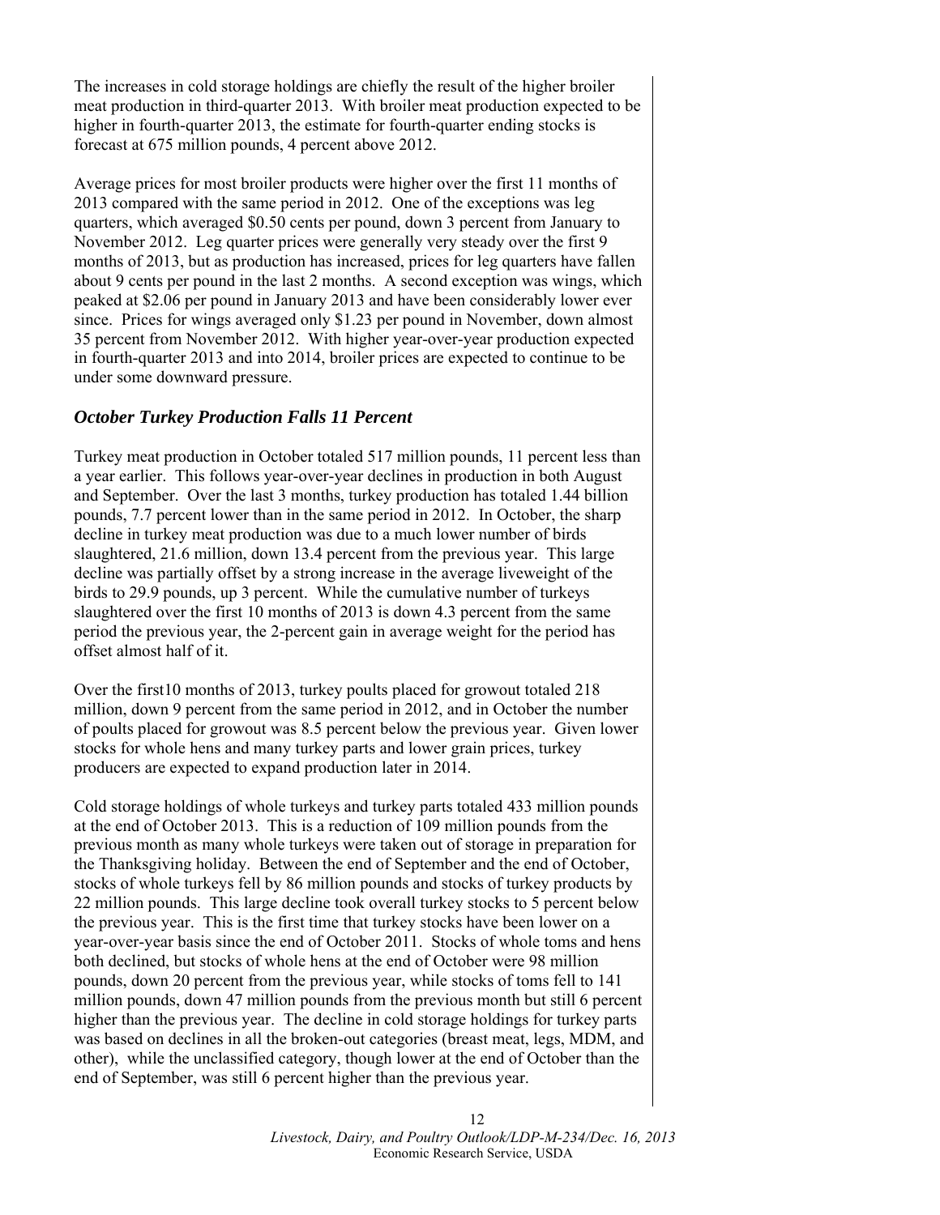The increases in cold storage holdings are chiefly the result of the higher broiler meat production in third-quarter 2013. With broiler meat production expected to be higher in fourth-quarter 2013, the estimate for fourth-quarter ending stocks is forecast at 675 million pounds, 4 percent above 2012.

Average prices for most broiler products were higher over the first 11 months of 2013 compared with the same period in 2012. One of the exceptions was leg quarters, which averaged $0.50 cents per pound, down 3 percent from January to November 2012. Leg quarter prices were generally very steady over the first 9 months of 2013, but as production has increased, prices for leg quarters have fallen about 9 cents per pound in the last 2 months. A second exception was wings, which peaked at $2.06 per pound in January 2013 and have been considerably lower ever since. Prices for wings averaged only $1.23 per pound in November, down almost 35 percent from November 2012. With higher year-over-year production expected in fourth-quarter 2013 and into 2014, broiler prices are expected to continue to be under some downward pressure.

### *October Turkey Production Falls 11 Percent*

Turkey meat production in October totaled 517 million pounds, 11 percent less than a year earlier. This follows year-over-year declines in production in both August and September. Over the last 3 months, turkey production has totaled 1.44 billion pounds, 7.7 percent lower than in the same period in 2012. In October, the sharp decline in turkey meat production was due to a much lower number of birds slaughtered, 21.6 million, down 13.4 percent from the previous year. This large decline was partially offset by a strong increase in the average liveweight of the birds to 29.9 pounds, up 3 percent. While the cumulative number of turkeys slaughtered over the first 10 months of 2013 is down 4.3 percent from the same period the previous year, the 2-percent gain in average weight for the period has offset almost half of it.

Over the first10 months of 2013, turkey poults placed for growout totaled 218 million, down 9 percent from the same period in 2012, and in October the number of poults placed for growout was 8.5 percent below the previous year. Given lower stocks for whole hens and many turkey parts and lower grain prices, turkey producers are expected to expand production later in 2014.

Cold storage holdings of whole turkeys and turkey parts totaled 433 million pounds at the end of October 2013. This is a reduction of 109 million pounds from the previous month as many whole turkeys were taken out of storage in preparation for the Thanksgiving holiday. Between the end of September and the end of October, stocks of whole turkeys fell by 86 million pounds and stocks of turkey products by 22 million pounds. This large decline took overall turkey stocks to 5 percent below the previous year. This is the first time that turkey stocks have been lower on a year-over-year basis since the end of October 2011. Stocks of whole toms and hens both declined, but stocks of whole hens at the end of October were 98 million pounds, down 20 percent from the previous year, while stocks of toms fell to 141 million pounds, down 47 million pounds from the previous month but still 6 percent higher than the previous year. The decline in cold storage holdings for turkey parts was based on declines in all the broken-out categories (breast meat, legs, MDM, and other), while the unclassified category, though lower at the end of October than the end of September, was still 6 percent higher than the previous year.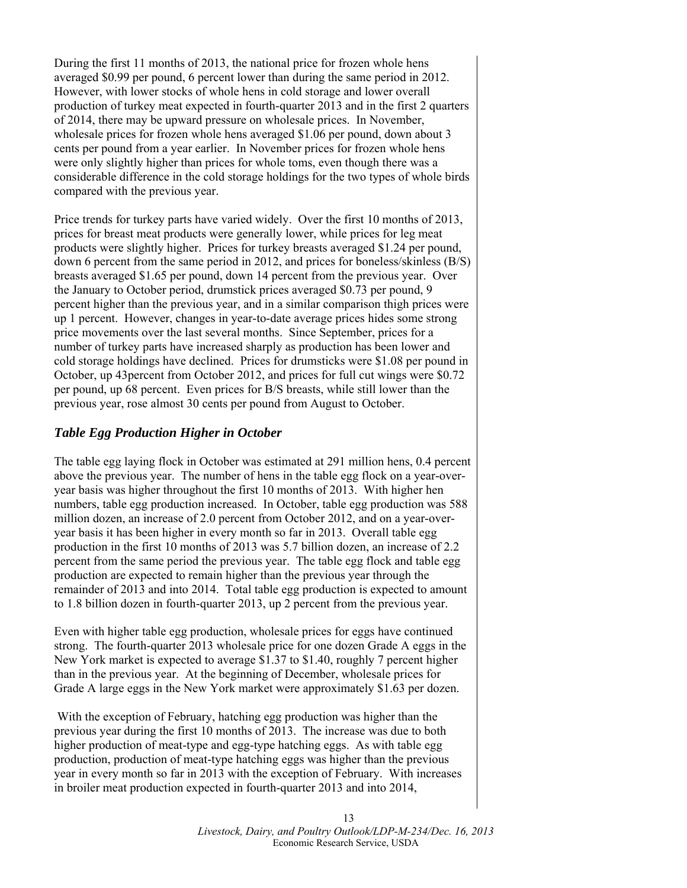During the first 11 months of 2013, the national price for frozen whole hens averaged $0.99 per pound, 6 percent lower than during the same period in 2012. However, with lower stocks of whole hens in cold storage and lower overall production of turkey meat expected in fourth-quarter 2013 and in the first 2 quarters of 2014, there may be upward pressure on wholesale prices. In November, wholesale prices for frozen whole hens averaged $1.06 per pound, down about 3 cents per pound from a year earlier. In November prices for frozen whole hens were only slightly higher than prices for whole toms, even though there was a considerable difference in the cold storage holdings for the two types of whole birds compared with the previous year.

Price trends for turkey parts have varied widely. Over the first 10 months of 2013, prices for breast meat products were generally lower, while prices for leg meat products were slightly higher. Prices for turkey breasts averaged $1.24 per pound, down 6 percent from the same period in 2012, and prices for boneless/skinless (B/S) breasts averaged $1.65 per pound, down 14 percent from the previous year. Over the January to October period, drumstick prices averaged $0.73 per pound, 9 percent higher than the previous year, and in a similar comparison thigh prices were up 1 percent. However, changes in year-to-date average prices hides some strong price movements over the last several months. Since September, prices for a number of turkey parts have increased sharply as production has been lower and cold storage holdings have declined. Prices for drumsticks were $1.08 per pound in October, up 43percent from October 2012, and prices for full cut wings were $0.72 per pound, up 68 percent. Even prices for B/S breasts, while still lower than the previous year, rose almost 30 cents per pound from August to October.

### *Table Egg Production Higher in October*

The table egg laying flock in October was estimated at 291 million hens, 0.4 percent above the previous year. The number of hens in the table egg flock on a year-over-year basis was higher throughout the first 10 months of 2013. With higher hen numbers, table egg production increased. In October, table egg production was 588 million dozen, an increase of 2.0 percent from October 2012, and on a year-over-year basis it has been higher in every month so far in 2013. Overall table egg production in the first 10 months of 2013 was 5.7 billion dozen, an increase of 2.2 percent from the same period the previous year. The table egg flock and table egg production are expected to remain higher than the previous year through the remainder of 2013 and into 2014. Total table egg production is expected to amount to 1.8 billion dozen in fourth-quarter 2013, up 2 percent from the previous year.

Even with higher table egg production, wholesale prices for eggs have continued strong. The fourth-quarter 2013 wholesale price for one dozen Grade A eggs in the New York market is expected to average $1.37 to $1.40, roughly 7 percent higher than in the previous year. At the beginning of December, wholesale prices for Grade A large eggs in the New York market were approximately $1.63 per dozen.

With the exception of February, hatching egg production was higher than the previous year during the first 10 months of 2013. The increase was due to both higher production of meat-type and egg-type hatching eggs. As with table egg production, production of meat-type hatching eggs was higher than the previous year in every month so far in 2013 with the exception of February. With increases in broiler meat production expected in fourth-quarter 2013 and into 2014,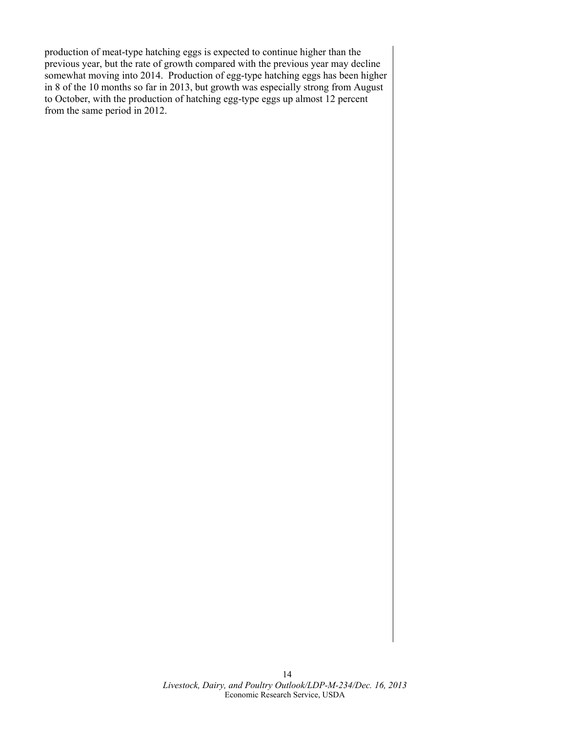production of meat-type hatching eggs is expected to continue higher than the previous year, but the rate of growth compared with the previous year may decline somewhat moving into 2014. Production of egg-type hatching eggs has been higher in 8 of the 10 months so far in 2013, but growth was especially strong from August to October, with the production of hatching egg-type eggs up almost 12 percent from the same period in 2012.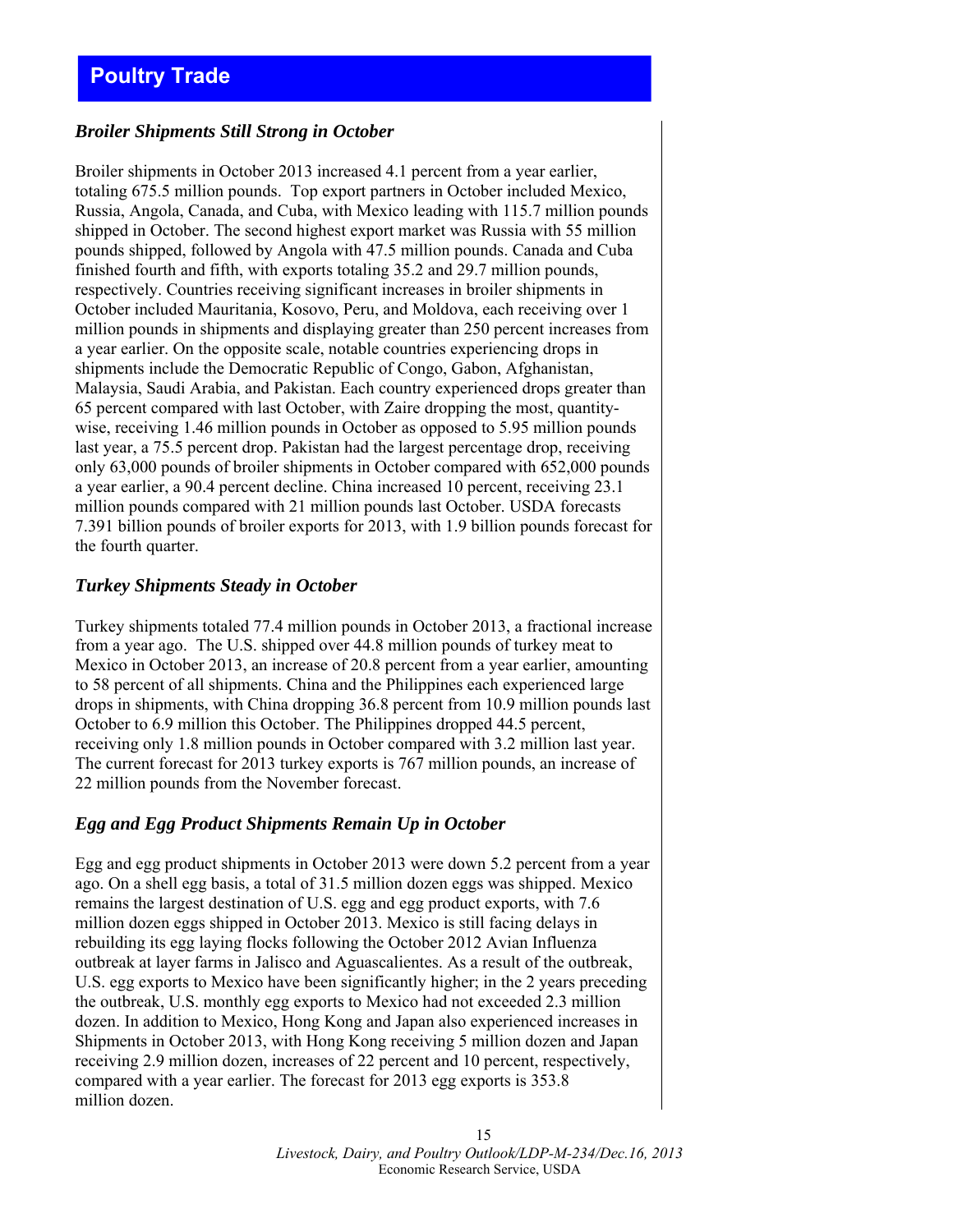# Poultry Trade

### *Broiler Shipments Still Strong in October*

Broiler shipments in October 2013 increased 4.1 percent from a year earlier, totaling 675.5 million pounds. Top export partners in October included Mexico, Russia, Angola, Canada, and Cuba, with Mexico leading with 115.7 million pounds shipped in October. The second highest export market was Russia with 55 million pounds shipped, followed by Angola with 47.5 million pounds. Canada and Cuba finished fourth and fifth, with exports totaling 35.2 and 29.7 million pounds, respectively. Countries receiving significant increases in broiler shipments in October included Mauritania, Kosovo, Peru, and Moldova, each receiving over 1 million pounds in shipments and displaying greater than 250 percent increases from a year earlier. On the opposite scale, notable countries experiencing drops in shipments include the Democratic Republic of Congo, Gabon, Afghanistan, Malaysia, Saudi Arabia, and Pakistan. Each country experienced drops greater than 65 percent compared with last October, with Zaire dropping the most, quantity-wise, receiving 1.46 million pounds in October as opposed to 5.95 million pounds last year, a 75.5 percent drop. Pakistan had the largest percentage drop, receiving only 63,000 pounds of broiler shipments in October compared with 652,000 pounds a year earlier, a 90.4 percent decline. China increased 10 percent, receiving 23.1 million pounds compared with 21 million pounds last October. USDA forecasts 7.391 billion pounds of broiler exports for 2013, with 1.9 billion pounds forecast for the fourth quarter.

### *Turkey Shipments Steady in October*

Turkey shipments totaled 77.4 million pounds in October 2013, a fractional increase from a year ago. The U.S. shipped over 44.8 million pounds of turkey meat to Mexico in October 2013, an increase of 20.8 percent from a year earlier, amounting to 58 percent of all shipments. China and the Philippines each experienced large drops in shipments, with China dropping 36.8 percent from 10.9 million pounds last October to 6.9 million this October. The Philippines dropped 44.5 percent, receiving only 1.8 million pounds in October compared with 3.2 million last year. The current forecast for 2013 turkey exports is 767 million pounds, an increase of 22 million pounds from the November forecast.

### *Egg and Egg Product Shipments Remain Up in October*

Egg and egg product shipments in October 2013 were down 5.2 percent from a year ago. On a shell egg basis, a total of 31.5 million dozen eggs was shipped. Mexico remains the largest destination of U.S. egg and egg product exports, with 7.6 million dozen eggs shipped in October 2013. Mexico is still facing delays in rebuilding its egg laying flocks following the October 2012 Avian Influenza outbreak at layer farms in Jalisco and Aguascalientes. As a result of the outbreak, U.S. egg exports to Mexico have been significantly higher; in the 2 years preceding the outbreak, U.S. monthly egg exports to Mexico had not exceeded 2.3 million dozen. In addition to Mexico, Hong Kong and Japan also experienced increases in Shipments in October 2013, with Hong Kong receiving 5 million dozen and Japan receiving 2.9 million dozen, increases of 22 percent and 10 percent, respectively, compared with a year earlier. The forecast for 2013 egg exports is 353.8 million dozen.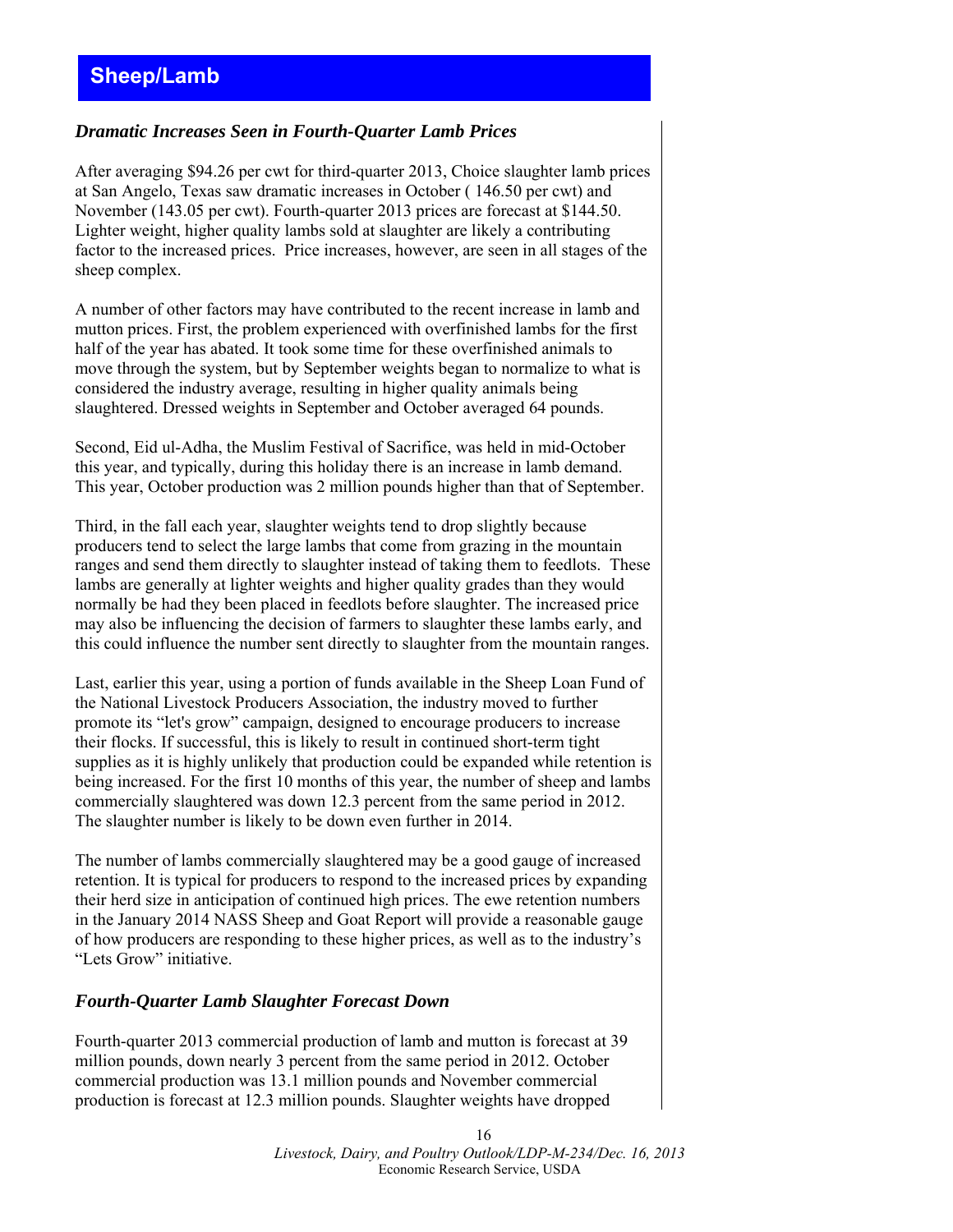## Sheep/Lamb

### *Dramatic Increases Seen in Fourth-Quarter Lamb Prices*

After averaging $94.26 per cwt for third-quarter 2013, Choice slaughter lamb prices at San Angelo, Texas saw dramatic increases in October ( 146.50 per cwt) and November (143.05 per cwt). Fourth-quarter 2013 prices are forecast at $144.50. Lighter weight, higher quality lambs sold at slaughter are likely a contributing factor to the increased prices. Price increases, however, are seen in all stages of the sheep complex.

A number of other factors may have contributed to the recent increase in lamb and mutton prices. First, the problem experienced with overfinished lambs for the first half of the year has abated. It took some time for these overfinished animals to move through the system, but by September weights began to normalize to what is considered the industry average, resulting in higher quality animals being slaughtered. Dressed weights in September and October averaged 64 pounds.

Second, Eid ul-Adha, the Muslim Festival of Sacrifice, was held in mid-October this year, and typically, during this holiday there is an increase in lamb demand. This year, October production was 2 million pounds higher than that of September.

Third, in the fall each year, slaughter weights tend to drop slightly because producers tend to select the large lambs that come from grazing in the mountain ranges and send them directly to slaughter instead of taking them to feedlots. These lambs are generally at lighter weights and higher quality grades than they would normally be had they been placed in feedlots before slaughter. The increased price may also be influencing the decision of farmers to slaughter these lambs early, and this could influence the number sent directly to slaughter from the mountain ranges.

Last, earlier this year, using a portion of funds available in the Sheep Loan Fund of the National Livestock Producers Association, the industry moved to further promote its "let's grow" campaign, designed to encourage producers to increase their flocks. If successful, this is likely to result in continued short-term tight supplies as it is highly unlikely that production could be expanded while retention is being increased. For the first 10 months of this year, the number of sheep and lambs commercially slaughtered was down 12.3 percent from the same period in 2012. The slaughter number is likely to be down even further in 2014.

The number of lambs commercially slaughtered may be a good gauge of increased retention. It is typical for producers to respond to the increased prices by expanding their herd size in anticipation of continued high prices. The ewe retention numbers in the January 2014 NASS Sheep and Goat Report will provide a reasonable gauge of how producers are responding to these higher prices, as well as to the industry's "Lets Grow" initiative.

### *Fourth-Quarter Lamb Slaughter Forecast Down*

Fourth-quarter 2013 commercial production of lamb and mutton is forecast at 39 million pounds, down nearly 3 percent from the same period in 2012. October commercial production was 13.1 million pounds and November commercial production is forecast at 12.3 million pounds. Slaughter weights have dropped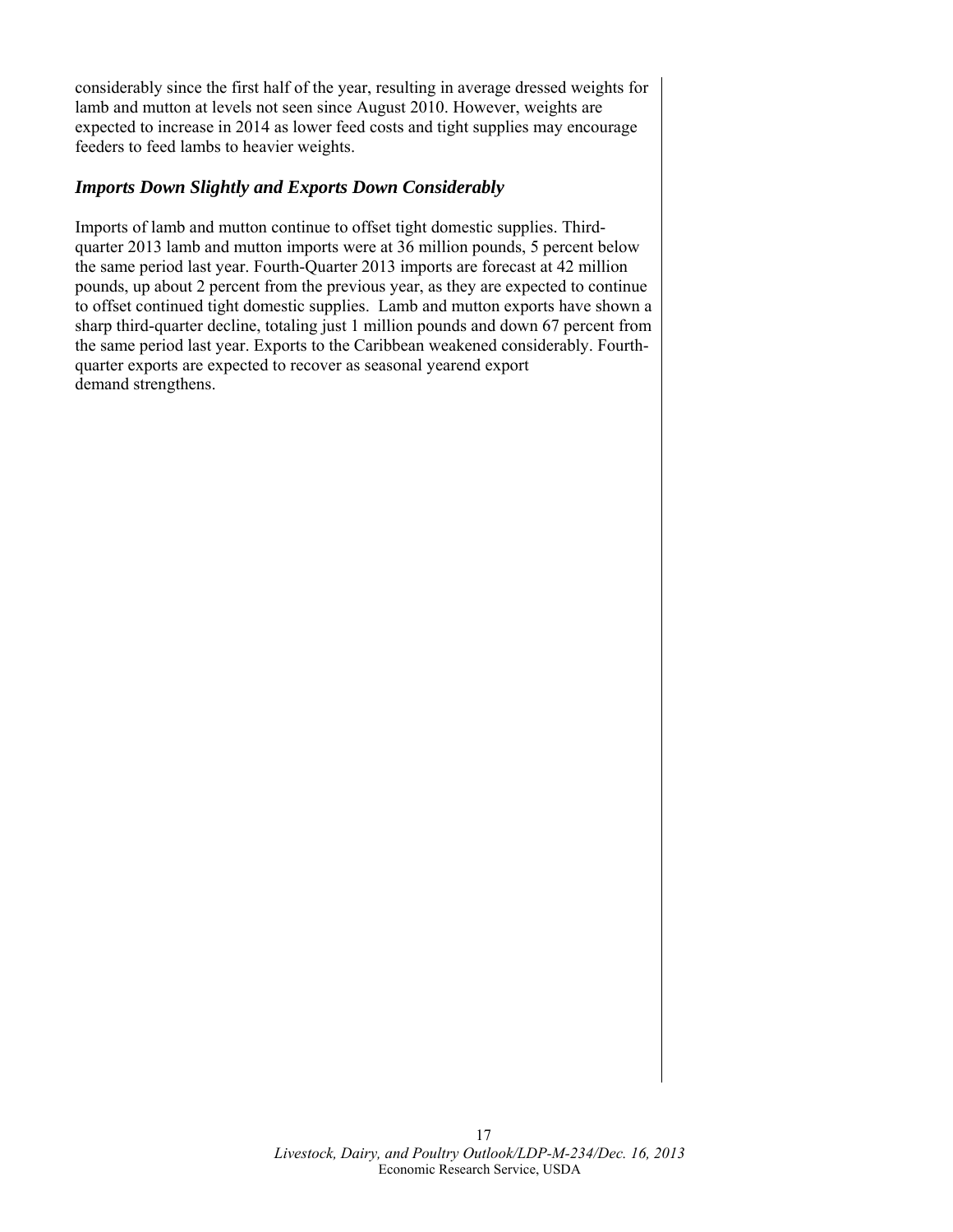considerably since the first half of the year, resulting in average dressed weights for lamb and mutton at levels not seen since August 2010. However, weights are expected to increase in 2014 as lower feed costs and tight supplies may encourage feeders to feed lambs to heavier weights.

### *Imports Down Slightly and Exports Down Considerably*

Imports of lamb and mutton continue to offset tight domestic supplies. Third-quarter 2013 lamb and mutton imports were at 36 million pounds, 5 percent below the same period last year. Fourth-Quarter 2013 imports are forecast at 42 million pounds, up about 2 percent from the previous year, as they are expected to continue to offset continued tight domestic supplies. Lamb and mutton exports have shown a sharp third-quarter decline, totaling just 1 million pounds and down 67 percent from the same period last year. Exports to the Caribbean weakened considerably. Fourth-quarter exports are expected to recover as seasonal yearend export demand strengthens.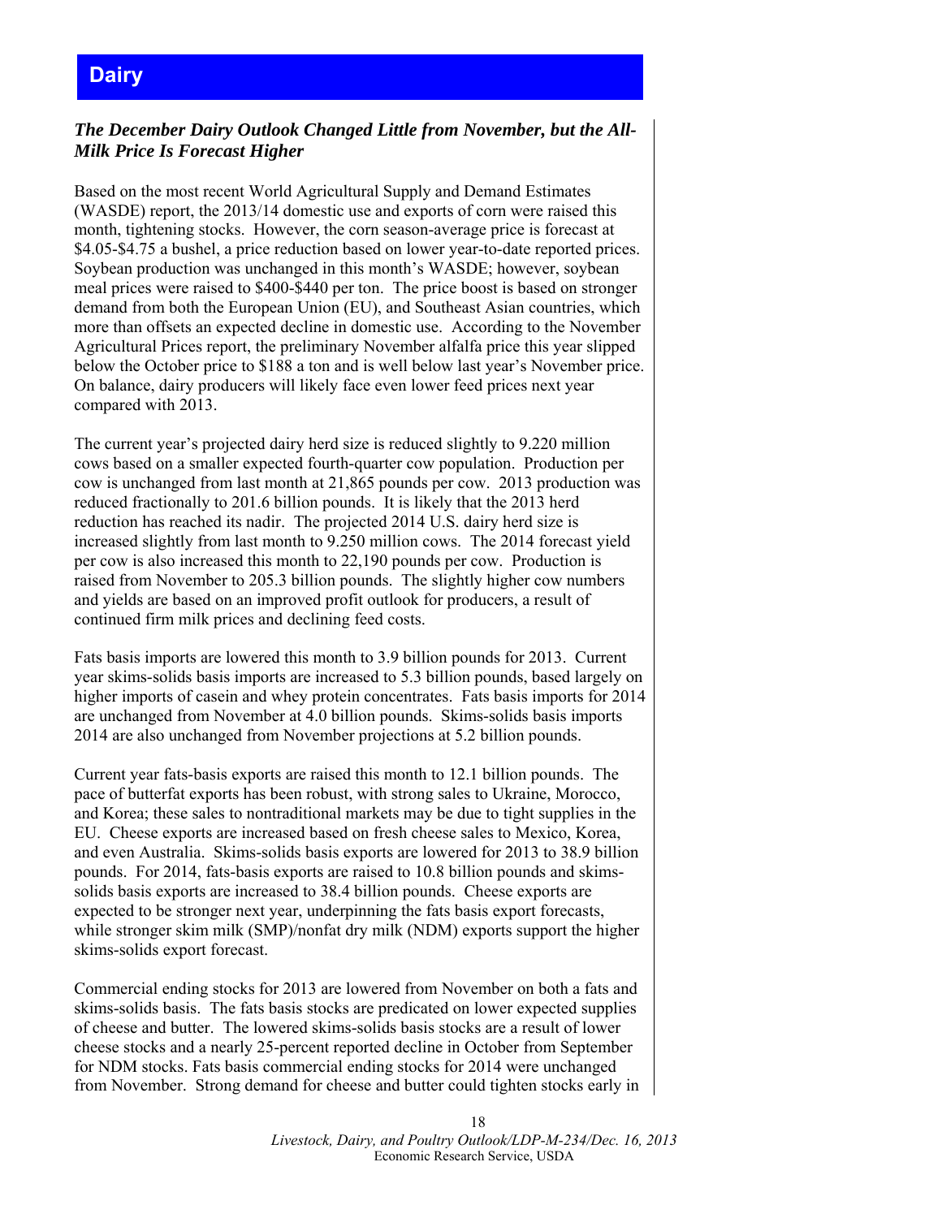## Dairy

### *The December Dairy Outlook Changed Little from November, but the All-Milk Price Is Forecast Higher*

Based on the most recent World Agricultural Supply and Demand Estimates (WASDE) report, the 2013/14 domestic use and exports of corn were raised this month, tightening stocks. However, the corn season-average price is forecast at $4.05-$4.75 a bushel, a price reduction based on lower year-to-date reported prices. Soybean production was unchanged in this month's WASDE; however, soybean meal prices were raised to $400-$440 per ton. The price boost is based on stronger demand from both the European Union (EU), and Southeast Asian countries, which more than offsets an expected decline in domestic use. According to the November Agricultural Prices report, the preliminary November alfalfa price this year slipped below the October price to $188 a ton and is well below last year's November price. On balance, dairy producers will likely face even lower feed prices next year compared with 2013.

The current year's projected dairy herd size is reduced slightly to 9.220 million cows based on a smaller expected fourth-quarter cow population. Production per cow is unchanged from last month at 21,865 pounds per cow. 2013 production was reduced fractionally to 201.6 billion pounds. It is likely that the 2013 herd reduction has reached its nadir. The projected 2014 U.S. dairy herd size is increased slightly from last month to 9.250 million cows. The 2014 forecast yield per cow is also increased this month to 22,190 pounds per cow. Production is raised from November to 205.3 billion pounds. The slightly higher cow numbers and yields are based on an improved profit outlook for producers, a result of continued firm milk prices and declining feed costs.

Fats basis imports are lowered this month to 3.9 billion pounds for 2013. Current year skims-solids basis imports are increased to 5.3 billion pounds, based largely on higher imports of casein and whey protein concentrates. Fats basis imports for 2014 are unchanged from November at 4.0 billion pounds. Skims-solids basis imports 2014 are also unchanged from November projections at 5.2 billion pounds.

Current year fats-basis exports are raised this month to 12.1 billion pounds. The pace of butterfat exports has been robust, with strong sales to Ukraine, Morocco, and Korea; these sales to nontraditional markets may be due to tight supplies in the EU. Cheese exports are increased based on fresh cheese sales to Mexico, Korea, and even Australia. Skims-solids basis exports are lowered for 2013 to 38.9 billion pounds. For 2014, fats-basis exports are raised to 10.8 billion pounds and skims-solids basis exports are increased to 38.4 billion pounds. Cheese exports are expected to be stronger next year, underpinning the fats basis export forecasts, while stronger skim milk (SMP)/nonfat dry milk (NDM) exports support the higher skims-solids export forecast.

Commercial ending stocks for 2013 are lowered from November on both a fats and skims-solids basis. The fats basis stocks are predicated on lower expected supplies of cheese and butter. The lowered skims-solids basis stocks are a result of lower cheese stocks and a nearly 25-percent reported decline in October from September for NDM stocks. Fats basis commercial ending stocks for 2014 were unchanged from November. Strong demand for cheese and butter could tighten stocks early in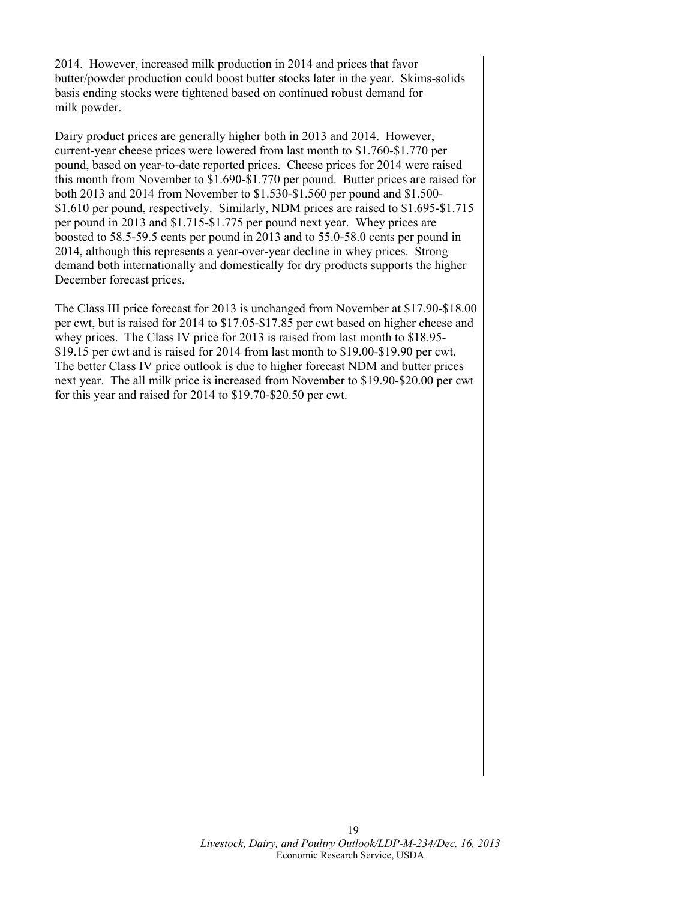2014. However, increased milk production in 2014 and prices that favor butter/powder production could boost butter stocks later in the year. Skims-solids basis ending stocks were tightened based on continued robust demand for milk powder.

Dairy product prices are generally higher both in 2013 and 2014. However, current-year cheese prices were lowered from last month to $1.760-$1.770 per pound, based on year-to-date reported prices. Cheese prices for 2014 were raised this month from November to $1.690-$1.770 per pound. Butter prices are raised for both 2013 and 2014 from November to $1.530-$1.560 per pound and $1.500-$1.610 per pound, respectively. Similarly, NDM prices are raised to $1.695-$1.715 per pound in 2013 and $1.715-$1.775 per pound next year. Whey prices are boosted to 58.5-59.5 cents per pound in 2013 and to 55.0-58.0 cents per pound in 2014, although this represents a year-over-year decline in whey prices. Strong demand both internationally and domestically for dry products supports the higher December forecast prices.

The Class III price forecast for 2013 is unchanged from November at $17.90-$18.00 per cwt, but is raised for 2014 to $17.05-$17.85 per cwt based on higher cheese and whey prices. The Class IV price for 2013 is raised from last month to $18.95-$19.15 per cwt and is raised for 2014 from last month to $19.00-$19.90 per cwt. The better Class IV price outlook is due to higher forecast NDM and butter prices next year. The all milk price is increased from November to $19.90-$20.00 per cwt for this year and raised for 2014 to $19.70-$20.50 per cwt.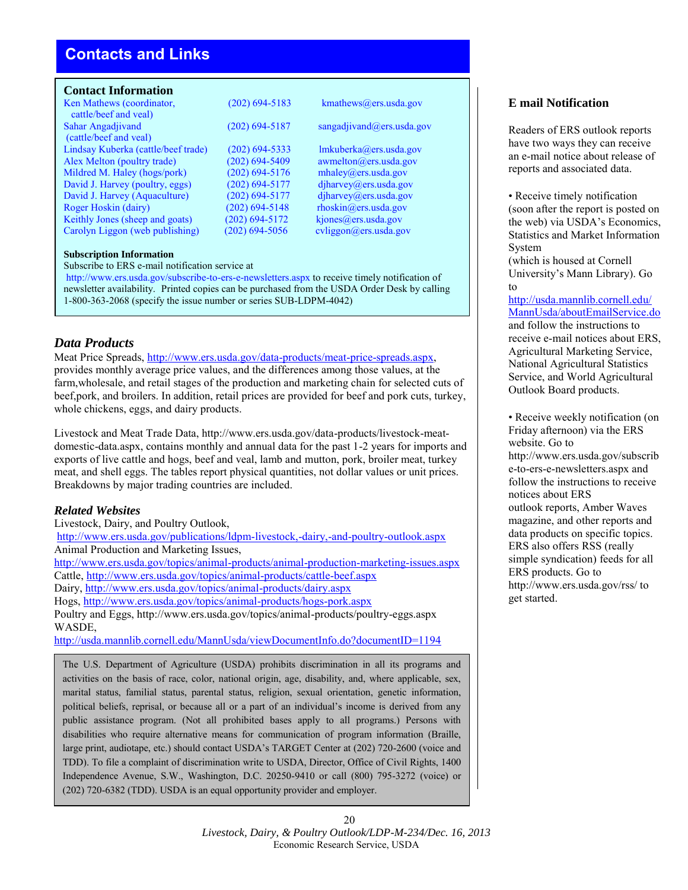# Contacts and Links

## Contact Information

| | | |
|---|---|---|
| Ken Mathews (coordinator, cattle/beef and veal) | (202) 694-5183 | kmathews@ers.usda.gov |
| Sahar Angadjivand (cattle/beef and veal) | (202) 694-5187 | sangadjivand@ers.usda.gov |
| Lindsay Kuberka (cattle/beef trade) | (202) 694-5333 | lmkuberka@ers.usda.gov |
| Alex Melton (poultry trade) | (202) 694-5409 | awmelton@ers.usda.gov |
| Mildred M. Haley (hogs/pork) | (202) 694-5176 | mhaley@ers.usda.gov |
| David J. Harvey (poultry, eggs) | (202) 694-5177 | djharvey@ers.usda.gov |
| David J. Harvey (Aquaculture) | (202) 694-5177 | djharvey@ers.usda.gov |
| Roger Hoskin (dairy) | (202) 694-5148 | rhoskin@ers.usda.gov |
| Keithly Jones (sheep and goats) | (202) 694-5172 | kjones@ers.usda.gov |
| Carolyn Liggon (web publishing) | (202) 694-5056 | cvliggon@ers.usda.gov |

**Subscription Information**

Subscribe to ERS e-mail notification service at http://www.ers.usda.gov/subscribe-to-ers-e-newsletters.aspx to receive timely notification of newsletter availability. Printed copies can be purchased from the USDA Order Desk by calling 1-800-363-2068 (specify the issue number or series SUB-LDPM-4042)

### *Data Products*

Meat Price Spreads, http://www.ers.usda.gov/data-products/meat-price-spreads.aspx, provides monthly average price values, and the differences among those values, at the farm,wholesale, and retail stages of the production and marketing chain for selected cuts of beef,pork, and broilers. In addition, retail prices are provided for beef and pork cuts, turkey, whole chickens, eggs, and dairy products.

Livestock and Meat Trade Data, http://www.ers.usda.gov/data-products/livestock-meat-domestic-data.aspx, contains monthly and annual data for the past 1-2 years for imports and exports of live cattle and hogs, beef and veal, lamb and mutton, pork, broiler meat, turkey meat, and shell eggs. The tables report physical quantities, not dollar values or unit prices. Breakdowns by major trading countries are included.

### *Related Websites*

Livestock, Dairy, and Poultry Outlook, http://www.ers.usda.gov/publications/ldpm-livestock,-dairy,-and-poultry-outlook.aspx
Animal Production and Marketing Issues, http://www.ers.usda.gov/topics/animal-products/animal-production-marketing-issues.aspx
Cattle, http://www.ers.usda.gov/topics/animal-products/cattle-beef.aspx
Dairy, http://www.ers.usda.gov/topics/animal-products/dairy.aspx
Hogs, http://www.ers.usda.gov/topics/animal-products/hogs-pork.aspx
Poultry and Eggs, http://www.ers.usda.gov/topics/animal-products/poultry-eggs.aspx
WASDE, http://usda.mannlib.cornell.edu/MannUsda/viewDocumentInfo.do?documentID=1194

The U.S. Department of Agriculture (USDA) prohibits discrimination in all its programs and activities on the basis of race, color, national origin, age, disability, and, where applicable, sex, marital status, familial status, parental status, religion, sexual orientation, genetic information, political beliefs, reprisal, or because all or a part of an individual's income is derived from any public assistance program. (Not all prohibited bases apply to all programs.) Persons with disabilities who require alternative means for communication of program information (Braille, large print, audiotape, etc.) should contact USDA's TARGET Center at (202) 720-2600 (voice and TDD). To file a complaint of discrimination write to USDA, Director, Office of Civil Rights, 1400 Independence Avenue, S.W., Washington, D.C. 20250-9410 or call (800) 795-3272 (voice) or (202) 720-6382 (TDD). USDA is an equal opportunity provider and employer.

## E mail Notification

Readers of ERS outlook reports have two ways they can receive an e-mail notice about release of reports and associated data.

- Receive timely notification (soon after the report is posted on the web) via USDA's Economics, Statistics and Market Information System (which is housed at Cornell University's Mann Library). Go to http://usda.mannlib.cornell.edu/MannUsda/aboutEmailService.do and follow the instructions to receive e-mail notices about ERS, Agricultural Marketing Service, National Agricultural Statistics Service, and World Agricultural Outlook Board products.

- Receive weekly notification (on Friday afternoon) via the ERS website. Go to http://www.ers.usda.gov/subscribe-to-ers-e-newsletters.aspx and follow the instructions to receive notices about ERS outlook reports, Amber Waves magazine, and other reports and data products on specific topics. ERS also offers RSS (really simple syndication) feeds for all ERS products. Go to http://www.ers.usda.gov/rss/ to get started.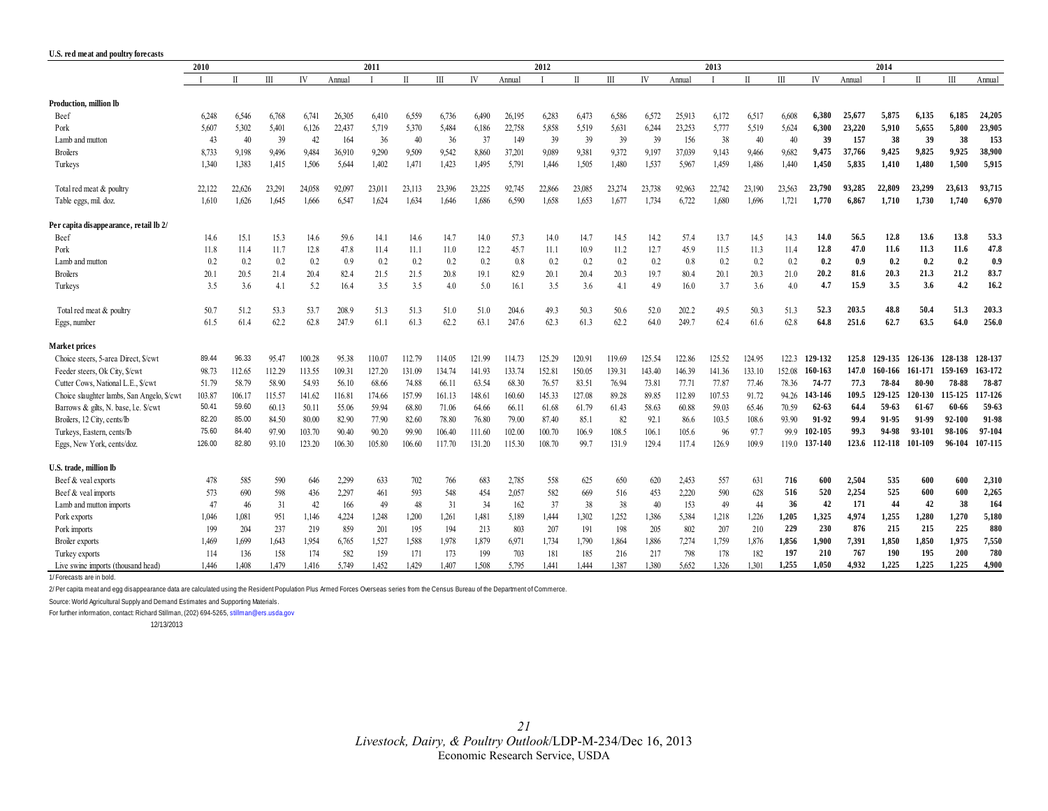**U.S. red meat and poultry forecasts**

| | 2010 | | | | | 2011 | | | | | 2012 | | | | | 2013 | | | | | 2014 | | | |
|---|---|---|---|---|---|---|---|---|---|---|---|---|---|---|---|---|---|---|---|---|---|---|---|---|
| | I | II | III | IV | Annual | I | II | III | IV | Annual | I | II | III | IV | Annual | I | II | III | IV | Annual | I | II | III | Annual |
| **Production, million lb** | | | | | | | | | | | | | | | | | | | | | | | | |
| Beef | 6,248 | 6,546 | 6,768 | 6,741 | 26,305 | 6,410 | 6,559 | 6,736 | 6,490 | 26,195 | 6,283 | 6,473 | 6,586 | 6,572 | 25,913 | 6,172 | 6,517 | 6,608 | **6,380** | **25,677** | **5,875** | **6,135** | **6,185** | **24,205** |
| Pork | 5,607 | 5,302 | 5,401 | 6,126 | 22,437 | 5,719 | 5,370 | 5,484 | 6,186 | 22,758 | 5,858 | 5,519 | 5,631 | 6,244 | 23,253 | 5,777 | 5,519 | 5,624 | **6,300** | **23,220** | **5,910** | **5,655** | **5,800** | **23,905** |
| Lamb and mutton | 43 | 40 | 39 | 42 | 164 | 36 | 40 | 36 | 37 | 149 | 39 | 39 | 39 | 39 | 156 | 38 | 40 | 40 | **39** | **157** | **38** | **39** | **38** | **153** |
| Broilers | 8,733 | 9,198 | 9,496 | 9,484 | 36,910 | 9,290 | 9,509 | 9,542 | 8,860 | 37,201 | 9,089 | 9,381 | 9,372 | 9,197 | 37,039 | 9,143 | 9,466 | 9,682 | **9,475** | **37,766** | **9,425** | **9,825** | **9,925** | **38,900** |
| Turkeys | 1,340 | 1,383 | 1,415 | 1,506 | 5,644 | 1,402 | 1,471 | 1,423 | 1,495 | 5,791 | 1,446 | 1,505 | 1,480 | 1,537 | 5,967 | 1,459 | 1,486 | 1,440 | **1,450** | **5,835** | **1,410** | **1,480** | **1,500** | **5,915** |
| Total red meat & poultry | 22,122 | 22,626 | 23,291 | 24,058 | 92,097 | 23,011 | 23,113 | 23,396 | 23,225 | 92,745 | 22,866 | 23,085 | 23,274 | 23,738 | 92,963 | 22,742 | 23,190 | 23,563 | **23,790** | **93,285** | **22,809** | **23,299** | **23,613** | **93,715** |
| Table eggs, mil. doz. | 1,610 | 1,626 | 1,645 | 1,666 | 6,547 | 1,624 | 1,634 | 1,646 | 1,686 | 6,590 | 1,658 | 1,653 | 1,677 | 1,734 | 6,722 | 1,680 | 1,696 | 1,721 | **1,770** | **6,867** | **1,710** | **1,730** | **1,740** | **6,970** |
| **Per capita disappearance, retail lb 2/** | | | | | | | | | | | | | | | | | | | | | | | | |
| Beef | 14.6 | 15.1 | 15.3 | 14.6 | 59.6 | 14.1 | 14.6 | 14.7 | 14.0 | 57.3 | 14.0 | 14.7 | 14.5 | 14.2 | 57.4 | 13.7 | 14.5 | 14.3 | **14.0** | **56.5** | **12.8** | **13.6** | **13.8** | **53.3** |
| Pork | 11.8 | 11.4 | 11.7 | 12.8 | 47.8 | 11.4 | 11.1 | 11.0 | 12.2 | 45.7 | 11.1 | 10.9 | 11.2 | 12.7 | 45.9 | 11.5 | 11.3 | 11.4 | **12.8** | **47.0** | **11.6** | **11.3** | **11.6** | **47.8** |
| Lamb and mutton | 0.2 | 0.2 | 0.2 | 0.2 | 0.9 | 0.2 | 0.2 | 0.2 | 0.2 | 0.8 | 0.2 | 0.2 | 0.2 | 0.2 | 0.8 | 0.2 | 0.2 | 0.2 | **0.2** | **0.9** | **0.2** | **0.2** | **0.2** | **0.9** |
| Broilers | 20.1 | 20.5 | 21.4 | 20.4 | 82.4 | 21.5 | 21.5 | 20.8 | 19.1 | 82.9 | 20.1 | 20.4 | 20.3 | 19.7 | 80.4 | 20.1 | 20.3 | 21.0 | **20.2** | **81.6** | **20.3** | **21.3** | **21.2** | **83.7** |
| Turkeys | 3.5 | 3.6 | 4.1 | 5.2 | 16.4 | 3.5 | 3.5 | 4.0 | 5.0 | 16.1 | 3.5 | 3.6 | 4.1 | 4.9 | 16.0 | 3.7 | 3.6 | 4.0 | **4.7** | **15.9** | **3.5** | **3.6** | **4.2** | **16.2** |
| Total red meat & poultry | 50.7 | 51.2 | 53.3 | 53.7 | 208.9 | 51.3 | 51.3 | 51.0 | 51.0 | 204.6 | 49.3 | 50.3 | 50.6 | 52.0 | 202.2 | 49.5 | 50.3 | 51.3 | **52.3** | **203.5** | **48.8** | **50.4** | **51.3** | **203.3** |
| Eggs, number | 61.5 | 61.4 | 62.2 | 62.8 | 247.9 | 61.1 | 61.3 | 62.2 | 63.1 | 247.6 | 62.3 | 61.3 | 62.2 | 64.0 | 249.7 | 62.4 | 61.6 | 62.8 | **64.8** | **251.6** | **62.7** | **63.5** | **64.0** | **256.0** |
| **Market prices** | | | | | | | | | | | | | | | | | | | | | | | | |
| Choice steers, 5-area Direct, $/cwt | 89.44 | 96.33 | 95.47 | 100.28 | 95.38 | 110.07 | 112.79 | 114.05 | 121.99 | 114.73 | 125.29 | 120.91 | 119.69 | 125.54 | 122.86 | 125.52 | 124.95 | 122.3 | **129-132** | **125.8** | **129-135** | **126-136** | **128-138** | **128-137** |
| Feeder steers, Ok City, $/cwt | 98.73 | 112.65 | 112.29 | 113.55 | 109.31 | 127.20 | 131.09 | 134.74 | 141.93 | 133.74 | 152.81 | 150.05 | 139.31 | 143.40 | 146.39 | 141.36 | 133.10 | 152.08 | **160-163** | **147.0** | **160-166** | **161-171** | **159-169** | **163-172** |
| Cutter Cows, National L.E., $/cwt | 51.79 | 58.79 | 58.90 | 54.93 | 56.10 | 68.66 | 74.88 | 66.11 | 63.54 | 68.30 | 76.57 | 83.51 | 76.94 | 73.81 | 77.71 | 77.87 | 77.46 | 78.36 | **74-77** | **77.3** | **78-84** | **80-90** | **78-88** | **78-87** |
| Choice slaughter lambs, San Angelo, $/cwt | 103.87 | 106.17 | 115.57 | 141.62 | 116.81 | 174.66 | 157.99 | 161.13 | 148.61 | 160.60 | 145.33 | 127.08 | 89.28 | 89.85 | 112.89 | 107.53 | 91.72 | 94.26 | **143-146** | **109.5** | **129-125** | **120-130** | **115-125** | **117-126** |
| Barrows & gilts, N. base, l.e. $/cwt | 50.41 | 59.60 | 60.13 | 50.11 | 55.06 | 59.94 | 68.80 | 71.06 | 64.66 | 66.11 | 61.68 | 61.79 | 61.43 | 58.63 | 60.88 | 59.03 | 65.46 | 70.59 | **62-63** | **64.4** | **59-63** | **61-67** | **60-66** | **59-63** |
| Broilers, 12 City, cents/lb | 82.20 | 85.00 | 84.50 | 80.00 | 82.90 | 77.90 | 82.60 | 78.80 | 76.80 | 79.00 | 87.40 | 85.1 | 82 | 92.1 | 86.6 | 103.5 | 108.6 | 93.90 | **91-92** | **99.4** | **91-95** | **91-99** | **92-100** | **91-98** |
| Turkeys, Eastern, cents/lb | 75.60 | 84.40 | 97.90 | 103.70 | 90.40 | 90.20 | 99.90 | 106.40 | 111.60 | 102.00 | 100.70 | 106.9 | 108.5 | 106.1 | 105.6 | 96 | 97.7 | 99.9 | **102-105** | **99.3** | **94-98** | **93-101** | **98-106** | **97-104** |
| Eggs, New York, cents/doz. | 126.00 | 82.80 | 93.10 | 123.20 | 106.30 | 105.80 | 106.60 | 117.70 | 131.20 | 115.30 | 108.70 | 99.7 | 131.9 | 129.4 | 117.4 | 126.9 | 109.9 | 119.0 | **137-140** | **123.6** | **112-118** | **101-109** | **96-104** | **107-115** |
| **U.S. trade, million lb** | | | | | | | | | | | | | | | | | | | | | | | | |
| Beef & veal exports | 478 | 585 | 590 | 646 | 2,299 | 633 | 702 | 766 | 683 | 2,785 | 558 | 625 | 650 | 620 | 2,453 | 557 | 631 | **716** | **600** | **2,504** | **535** | **600** | **600** | **2,310** |
| Beef & veal imports | 573 | 690 | 598 | 436 | 2,297 | 461 | 593 | 548 | 454 | 2,057 | 582 | 669 | 516 | 453 | 2,220 | 590 | 628 | **516** | **520** | **2,254** | **525** | **600** | **600** | **2,265** |
| Lamb and mutton imports | 47 | 46 | 31 | 42 | 166 | 49 | 48 | 31 | 34 | 162 | 37 | 38 | 38 | 40 | 153 | 49 | 44 | **36** | **42** | **171** | **44** | **42** | **38** | **164** |
| Pork exports | 1,046 | 1,081 | 951 | 1,146 | 4,224 | 1,248 | 1,200 | 1,261 | 1,481 | 5,189 | 1,444 | 1,302 | 1,252 | 1,386 | 5,384 | 1,218 | 1,226 | **1,205** | **1,325** | **4,974** | **1,255** | **1,280** | **1,270** | **5,180** |
| Pork imports | 199 | 204 | 237 | 219 | 859 | 201 | 195 | 194 | 213 | 803 | 207 | 191 | 198 | 205 | 802 | 207 | 210 | **229** | **230** | **876** | **215** | **215** | **225** | **880** |
| Broiler exports | 1,469 | 1,699 | 1,643 | 1,954 | 6,765 | 1,527 | 1,588 | 1,978 | 1,879 | 6,971 | 1,734 | 1,790 | 1,864 | 1,886 | 7,274 | 1,759 | 1,876 | **1,856** | **1,900** | **7,391** | **1,850** | **1,850** | **1,975** | **7,550** |
| Turkey exports | 114 | 136 | 158 | 174 | 582 | 159 | 171 | 173 | 199 | 703 | 181 | 185 | 216 | 217 | 798 | 178 | 182 | **197** | **210** | **767** | **190** | **195** | **200** | **780** |
| Live swine imports (thousand head) | 1,446 | 1,408 | 1,479 | 1,416 | 5,749 | 1,452 | 1,429 | 1,407 | 1,508 | 5,795 | 1,441 | 1,444 | 1,387 | 1,380 | 5,652 | 1,326 | 1,301 | **1,255** | **1,050** | **4,932** | **1,225** | **1,225** | **1,225** | **4,900** |

1/ Forecasts are in bold.

2/ Per capita meat and egg disappearance data are calculated using the Resident Population Plus Armed Forces Overseas series from the Census Bureau of the Department of Commerce.

Source: World Agricultural Supply and Demand Estimates and Supporting Materials.

For further information, contact: Richard Stillman, (202) 694-5265, stillman@ers.usda.gov

12/13/2013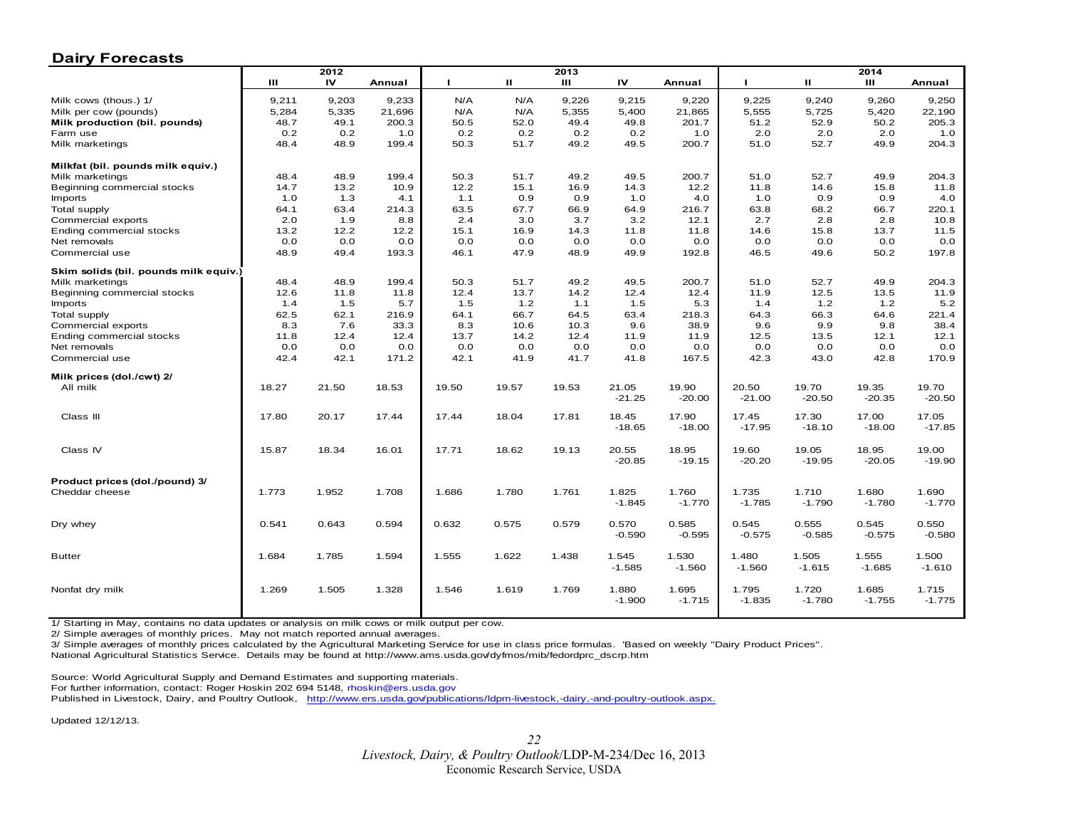## Dairy Forecasts

| | 2012 | | | 2013 | | | | | 2014 | | | |
|---|---|---|---|---|---|---|---|---|---|---|---|---|
| | III | IV | Annual | I | II | III | IV | Annual | I | II | III | Annual |
| Milk cows (thous.) 1/ | 9,211 | 9,203 | 9,233 | N/A | N/A | 9,226 | 9,215 | 9,220 | 9,225 | 9,240 | 9,260 | 9,250 |
| Milk per cow (pounds) | 5,284 | 5,335 | 21,696 | N/A | N/A | 5,355 | 5,400 | 21,865 | 5,555 | 5,725 | 5,420 | 22,190 |
| **Milk production (bil. pounds)** | 48.7 | 49.1 | 200.3 | 50.5 | 52.0 | 49.4 | 49.8 | 201.7 | 51.2 | 52.9 | 50.2 | 205.3 |
| Farm use | 0.2 | 0.2 | 1.0 | 0.2 | 0.2 | 0.2 | 0.2 | 1.0 | 2.0 | 2.0 | 2.0 | 1.0 |
| Milk marketings | 48.4 | 48.9 | 199.4 | 50.3 | 51.7 | 49.2 | 49.5 | 200.7 | 51.0 | 52.7 | 49.9 | 204.3 |
| **Milkfat (bil. pounds milk equiv.)** | | | | | | | | | | | | |
| Milk marketings | 48.4 | 48.9 | 199.4 | 50.3 | 51.7 | 49.2 | 49.5 | 200.7 | 51.0 | 52.7 | 49.9 | 204.3 |
| Beginning commercial stocks | 14.7 | 13.2 | 10.9 | 12.2 | 15.1 | 16.9 | 14.3 | 12.2 | 11.8 | 14.6 | 15.8 | 11.8 |
| Imports | 1.0 | 1.3 | 4.1 | 1.1 | 0.9 | 0.9 | 1.0 | 4.0 | 1.0 | 0.9 | 0.9 | 4.0 |
| Total supply | 64.1 | 63.4 | 214.3 | 63.5 | 67.7 | 66.9 | 64.9 | 216.7 | 63.8 | 68.2 | 66.7 | 220.1 |
| Commercial exports | 2.0 | 1.9 | 8.8 | 2.4 | 3.0 | 3.7 | 3.2 | 12.1 | 2.7 | 2.8 | 2.8 | 10.8 |
| Ending commercial stocks | 13.2 | 12.2 | 12.2 | 15.1 | 16.9 | 14.3 | 11.8 | 11.8 | 14.6 | 15.8 | 13.7 | 11.5 |
| Net removals | 0.0 | 0.0 | 0.0 | 0.0 | 0.0 | 0.0 | 0.0 | 0.0 | 0.0 | 0.0 | 0.0 | 0.0 |
| Commercial use | 48.9 | 49.4 | 193.3 | 46.1 | 47.9 | 48.9 | 49.9 | 192.8 | 46.5 | 49.6 | 50.2 | 197.8 |
| **Skim solids (bil. pounds milk equiv.)** | | | | | | | | | | | | |
| Milk marketings | 48.4 | 48.9 | 199.4 | 50.3 | 51.7 | 49.2 | 49.5 | 200.7 | 51.0 | 52.7 | 49.9 | 204.3 |
| Beginning commercial stocks | 12.6 | 11.8 | 11.8 | 12.4 | 13.7 | 14.2 | 12.4 | 12.4 | 11.9 | 12.5 | 13.5 | 11.9 |
| Imports | 1.4 | 1.5 | 5.7 | 1.5 | 1.2 | 1.1 | 1.5 | 5.3 | 1.4 | 1.2 | 1.2 | 5.2 |
| Total supply | 62.5 | 62.1 | 216.9 | 64.1 | 66.7 | 64.5 | 63.4 | 218.3 | 64.3 | 66.3 | 64.6 | 221.4 |
| Commercial exports | 8.3 | 7.6 | 33.3 | 8.3 | 10.6 | 10.3 | 9.6 | 38.9 | 9.6 | 9.9 | 9.8 | 38.4 |
| Ending commercial stocks | 11.8 | 12.4 | 12.4 | 13.7 | 14.2 | 12.4 | 11.9 | 11.9 | 12.5 | 13.5 | 12.1 | 12.1 |
| Net removals | 0.0 | 0.0 | 0.0 | 0.0 | 0.0 | 0.0 | 0.0 | 0.0 | 0.0 | 0.0 | 0.0 | 0.0 |
| Commercial use | 42.4 | 42.1 | 171.2 | 42.1 | 41.9 | 41.7 | 41.8 | 167.5 | 42.3 | 43.0 | 42.8 | 170.9 |
| **Milk prices (dol./cwt) 2/** | | | | | | | | | | | | |
| All milk | 18.27 | 21.50 | 18.53 | 19.50 | 19.57 | 19.53 | 21.05 | 19.90 | 20.50 | 19.70 | 19.35 | 19.70 |
| | | | | | | | -21.25 | -20.00 | -21.00 | -20.50 | -20.35 | -20.50 |
| Class III | 17.80 | 20.17 | 17.44 | 17.44 | 18.04 | 17.81 | 18.45 | 17.90 | 17.45 | 17.30 | 17.00 | 17.05 |
| | | | | | | | -18.65 | -18.00 | -17.95 | -18.10 | -18.00 | -17.85 |
| Class IV | 15.87 | 18.34 | 16.01 | 17.71 | 18.62 | 19.13 | 20.55 | 18.95 | 19.60 | 19.05 | 18.95 | 19.00 |
| | | | | | | | -20.85 | -19.15 | -20.20 | -19.95 | -20.05 | -19.90 |
| **Product prices (dol./pound) 3/** | | | | | | | | | | | | |
| Cheddar cheese | 1.773 | 1.952 | 1.708 | 1.686 | 1.780 | 1.761 | 1.825 | 1.760 | 1.735 | 1.710 | 1.680 | 1.690 |
| | | | | | | | -1.845 | -1.770 | -1.785 | -1.790 | -1.780 | -1.770 |
| Dry whey | 0.541 | 0.643 | 0.594 | 0.632 | 0.575 | 0.579 | 0.570 | 0.585 | 0.545 | 0.555 | 0.545 | 0.550 |
| | | | | | | | -0.590 | -0.595 | -0.575 | -0.585 | -0.575 | -0.580 |
| Butter | 1.684 | 1.785 | 1.594 | 1.555 | 1.622 | 1.438 | 1.545 | 1.530 | 1.480 | 1.505 | 1.555 | 1.500 |
| | | | | | | | -1.585 | -1.560 | -1.560 | -1.615 | -1.685 | -1.610 |
| Nonfat dry milk | 1.269 | 1.505 | 1.328 | 1.546 | 1.619 | 1.769 | 1.880 | 1.695 | 1.795 | 1.720 | 1.685 | 1.715 |
| | | | | | | | -1.900 | -1.715 | -1.835 | -1.780 | -1.755 | -1.775 |

1/ Starting in May, contains no data updates or analysis on milk cows or milk output per cow.

2/ Simple averages of monthly prices. May not match reported annual averages.

3/ Simple averages of monthly prices calculated by the Agricultural Marketing Service for use in class price formulas. 'Based on weekly "Dairy Product Prices".
National Agricultural Statistics Service. Details may be found at http://www.ams.usda.gov/dyfmos/mib/fedordprc_dscrp.htm

Source: World Agricultural Supply and Demand Estimates and supporting materials.
For further information, contact: Roger Hoskin 202 694 5148, rhoskin@ers.usda.gov
Published in Livestock, Dairy, and Poultry Outlook, http://www.ers.usda.gov/publications/ldpm-livestock,-dairy,-and-poultry-outlook.aspx.

Updated 12/12/13.